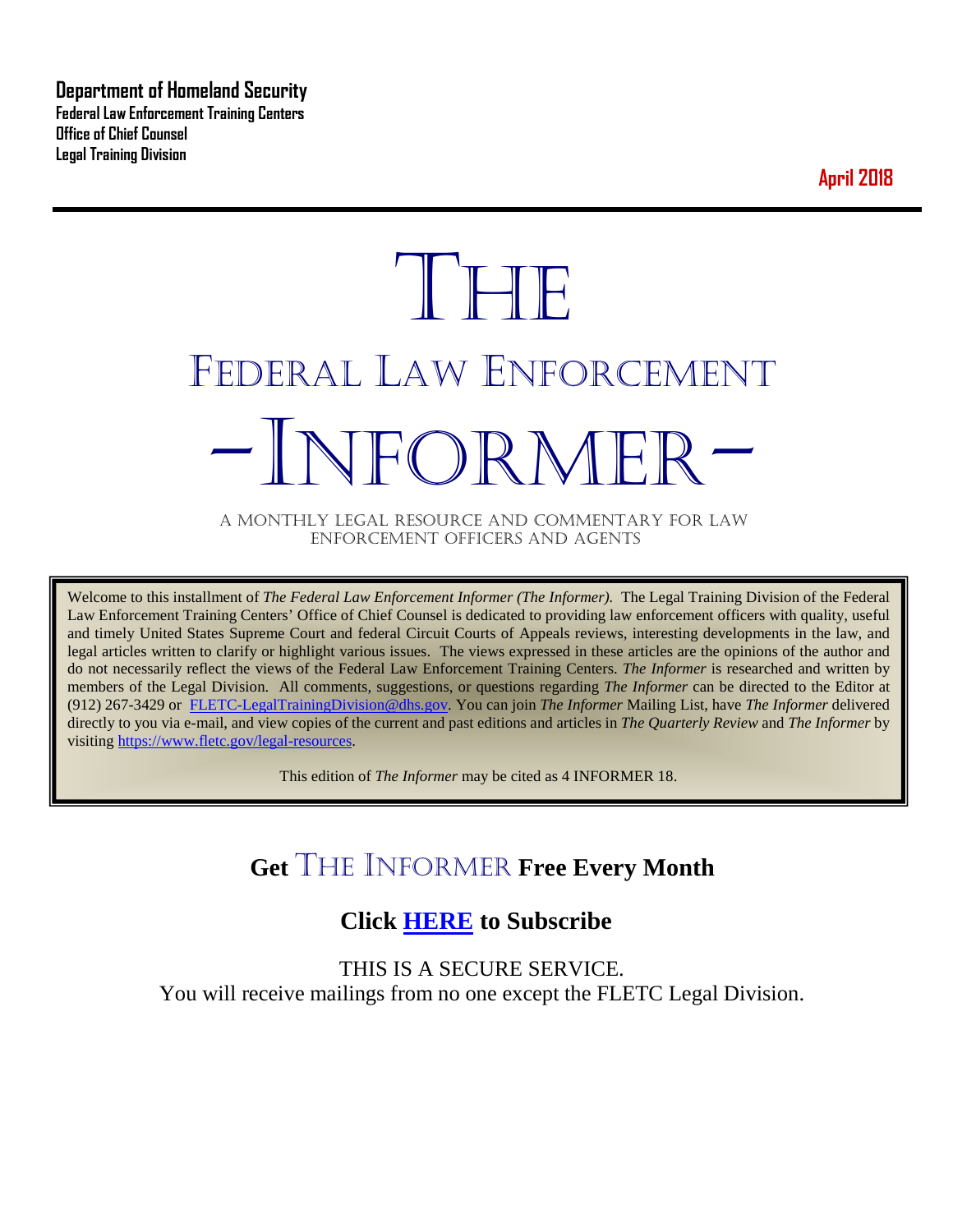**Department of Homeland Security**
**Federal Law Enforcement Training Centers**
**Office of Chief Counsel**
**Legal Training Division**

**April 2018**

# THE FEDERAL LAW ENFORCEMENT -INFORMER-

A MONTHLY LEGAL RESOURCE AND COMMENTARY FOR LAW ENFORCEMENT OFFICERS AND AGENTS

Welcome to this installment of *The Federal Law Enforcement Informer (The Informer).* The Legal Training Division of the Federal Law Enforcement Training Centers' Office of Chief Counsel is dedicated to providing law enforcement officers with quality, useful and timely United States Supreme Court and federal Circuit Courts of Appeals reviews, interesting developments in the law, and legal articles written to clarify or highlight various issues. The views expressed in these articles are the opinions of the author and do not necessarily reflect the views of the Federal Law Enforcement Training Centers. *The Informer* is researched and written by members of the Legal Division. All comments, suggestions, or questions regarding *The Informer* can be directed to the Editor at (912) 267-3429 or [FLETC-LegalTrainingDivision@dhs.gov](mailto:FLETC-LegalTrainingDivision@dhs.gov). You can join *The Informer* Mailing List, have *The Informer* delivered directly to you via e-mail, and view copies of the current and past editions and articles in *The Quarterly Review* and *The Informer* by visiting [https://www.fletc.gov/legal-resources](https://www.fletc.gov/legal-resources).

This edition of *The Informer* may be cited as 4 INFORMER 18.

## Get THE INFORMER Free Every Month

## Click HERE to Subscribe

THIS IS A SECURE SERVICE.
You will receive mailings from no one except the FLETC Legal Division.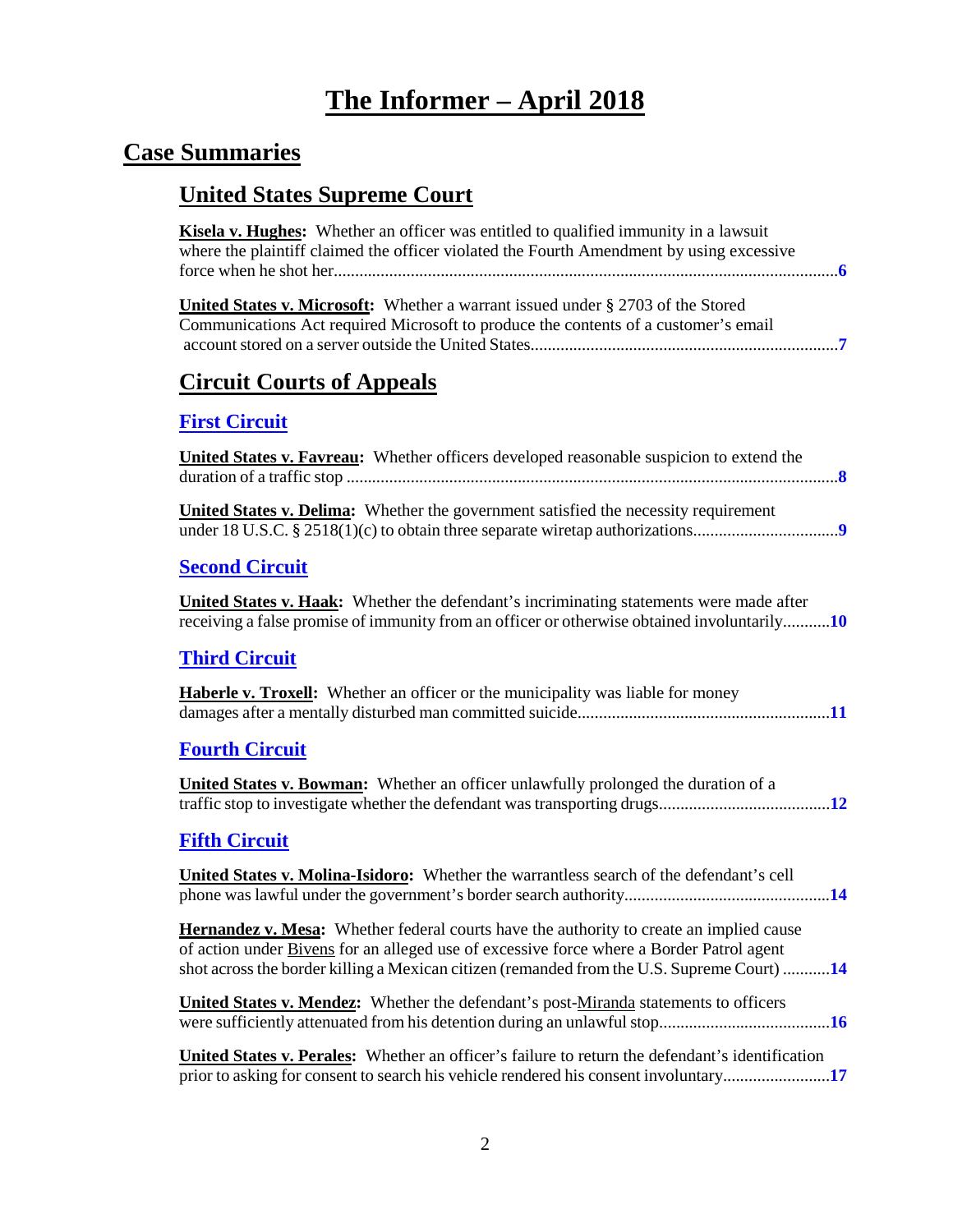# The Informer – April 2018

## Case Summaries

### United States Supreme Court

**Kisela v. Hughes:** Whether an officer was entitled to qualified immunity in a lawsuit where the plaintiff claimed the officer violated the Fourth Amendment by using excessive force when he shot her....................................................................................................................**6**

**United States v. Microsoft:** Whether a warrant issued under § 2703 of the Stored Communications Act required Microsoft to produce the contents of a customer's email account stored on a server outside the United States......................................................................**7**

### Circuit Courts of Appeals

#### First Circuit

**United States v. Favreau:** Whether officers developed reasonable suspicion to extend the duration of a traffic stop ..................................................................................................................**8**

**United States v. Delima:** Whether the government satisfied the necessity requirement under 18 U.S.C. § 2518(1)(c) to obtain three separate wiretap authorizations.................................**9**

#### Second Circuit

**United States v. Haak:** Whether the defendant's incriminating statements were made after receiving a false promise of immunity from an officer or otherwise obtained involuntarily...........**10**

#### Third Circuit

**Haberle v. Troxell:** Whether an officer or the municipality was liable for money damages after a mentally disturbed man committed suicide..........................................................**11**

#### Fourth Circuit

**United States v. Bowman:** Whether an officer unlawfully prolonged the duration of a traffic stop to investigate whether the defendant was transporting drugs.......................................**12**

#### Fifth Circuit

**United States v. Molina-Isidoro:** Whether the warrantless search of the defendant's cell phone was lawful under the government's border search authority...............................................**14**

**Hernandez v. Mesa:** Whether federal courts have the authority to create an implied cause of action under Bivens for an alleged use of excessive force where a Border Patrol agent shot across the border killing a Mexican citizen (remanded from the U.S. Supreme Court) ...........**14**

**United States v. Mendez:** Whether the defendant's post-Miranda statements to officers were sufficiently attenuated from his detention during an unlawful stop.......................................**16**

**United States v. Perales:** Whether an officer's failure to return the defendant's identification prior to asking for consent to search his vehicle rendered his consent involuntary........................**17**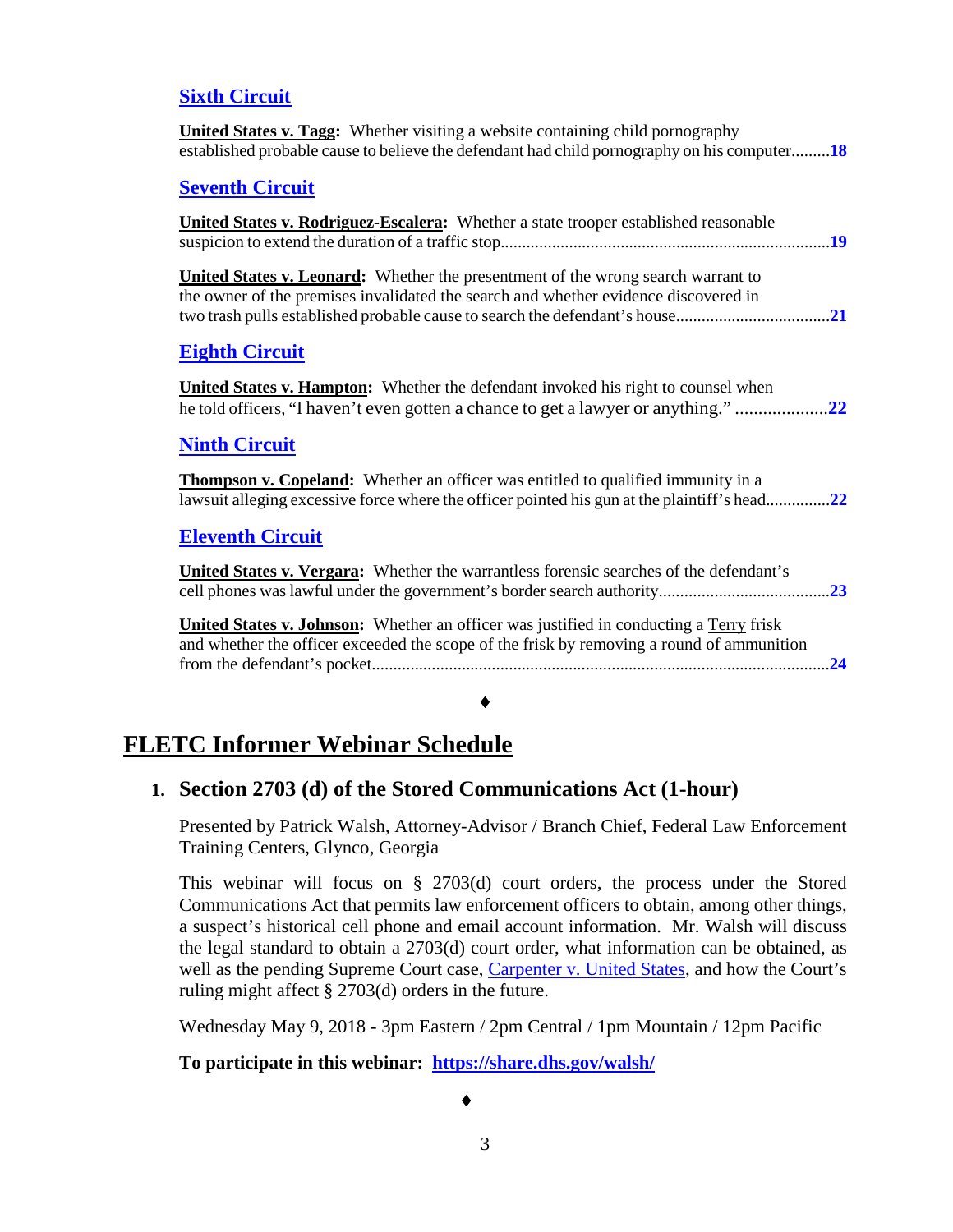### Sixth Circuit

**United States v. Tagg:** Whether visiting a website containing child pornography established probable cause to believe the defendant had child pornography on his computer.........**18**

### Seventh Circuit

**United States v. Rodriguez-Escalera:** Whether a state trooper established reasonable suspicion to extend the duration of a traffic stop..........................................................................**19**

**United States v. Leonard:** Whether the presentment of the wrong search warrant to the owner of the premises invalidated the search and whether evidence discovered in two trash pulls established probable cause to search the defendant's house....................................**21**

### Eighth Circuit

**United States v. Hampton:** Whether the defendant invoked his right to counsel when he told officers, "I haven't even gotten a chance to get a lawyer or anything." ....................**22**

### Ninth Circuit

**Thompson v. Copeland:** Whether an officer was entitled to qualified immunity in a lawsuit alleging excessive force where the officer pointed his gun at the plaintiff's head...............**22**

### Eleventh Circuit

**United States v. Vergara:** Whether the warrantless forensic searches of the defendant's cell phones was lawful under the government's border search authority........................................**23**

**United States v. Johnson:** Whether an officer was justified in conducting a Terry frisk and whether the officer exceeded the scope of the frisk by removing a round of ammunition from the defendant's pocket...........................................................................................................**24**

♦

## FLETC Informer Webinar Schedule

### 1. Section 2703 (d) of the Stored Communications Act (1-hour)

Presented by Patrick Walsh, Attorney-Advisor / Branch Chief, Federal Law Enforcement Training Centers, Glynco, Georgia

This webinar will focus on § 2703(d) court orders, the process under the Stored Communications Act that permits law enforcement officers to obtain, among other things, a suspect's historical cell phone and email account information. Mr. Walsh will discuss the legal standard to obtain a 2703(d) court order, what information can be obtained, as well as the pending Supreme Court case, Carpenter v. United States, and how the Court's ruling might affect § 2703(d) orders in the future.

Wednesday May 9, 2018 - 3pm Eastern / 2pm Central / 1pm Mountain / 12pm Pacific

**To participate in this webinar: https://share.dhs.gov/walsh/**

♦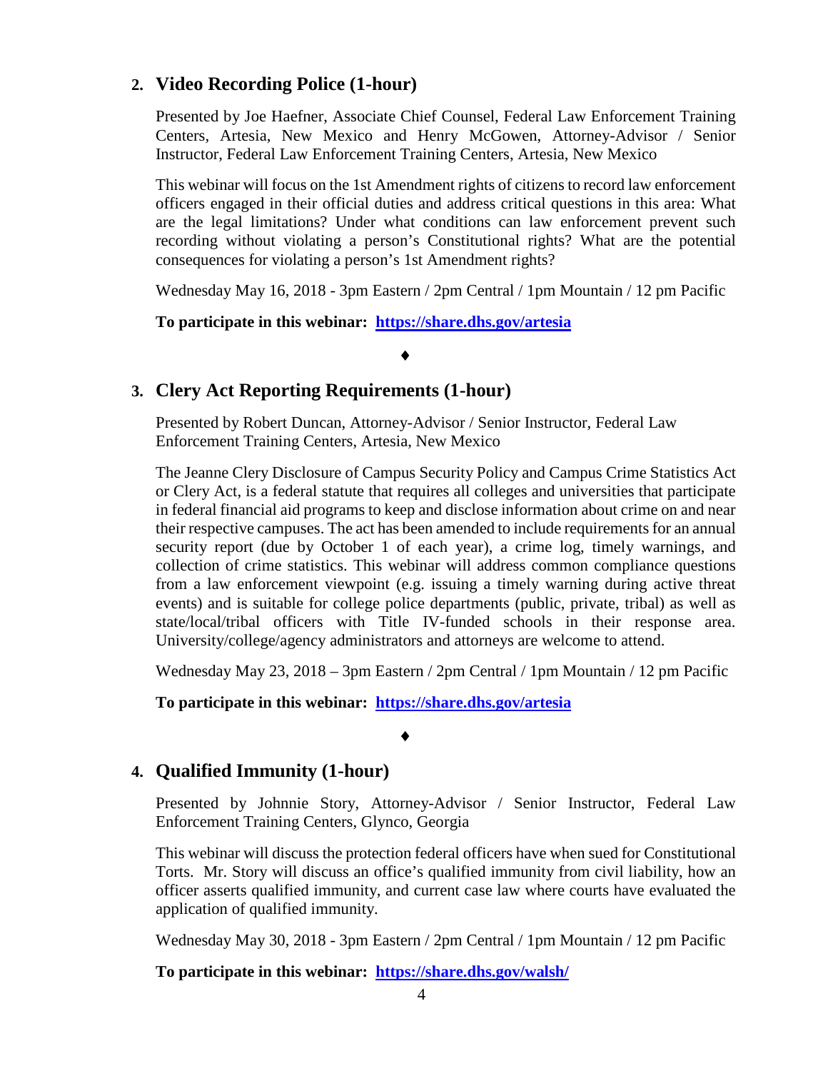## 2. Video Recording Police (1-hour)

Presented by Joe Haefner, Associate Chief Counsel, Federal Law Enforcement Training Centers, Artesia, New Mexico and Henry McGowen, Attorney-Advisor / Senior Instructor, Federal Law Enforcement Training Centers, Artesia, New Mexico

This webinar will focus on the 1st Amendment rights of citizens to record law enforcement officers engaged in their official duties and address critical questions in this area: What are the legal limitations? Under what conditions can law enforcement prevent such recording without violating a person's Constitutional rights? What are the potential consequences for violating a person's 1st Amendment rights?

Wednesday May 16, 2018 - 3pm Eastern / 2pm Central / 1pm Mountain / 12 pm Pacific

**To participate in this webinar: [https://share.dhs.gov/artesia](https://share.dhs.gov/artesia)**

♦

## 3. Clery Act Reporting Requirements (1-hour)

Presented by Robert Duncan, Attorney-Advisor / Senior Instructor, Federal Law Enforcement Training Centers, Artesia, New Mexico

The Jeanne Clery Disclosure of Campus Security Policy and Campus Crime Statistics Act or Clery Act, is a federal statute that requires all colleges and universities that participate in federal financial aid programs to keep and disclose information about crime on and near their respective campuses. The act has been amended to include requirements for an annual security report (due by October 1 of each year), a crime log, timely warnings, and collection of crime statistics. This webinar will address common compliance questions from a law enforcement viewpoint (e.g. issuing a timely warning during active threat events) and is suitable for college police departments (public, private, tribal) as well as state/local/tribal officers with Title IV-funded schools in their response area. University/college/agency administrators and attorneys are welcome to attend.

Wednesday May 23, 2018 – 3pm Eastern / 2pm Central / 1pm Mountain / 12 pm Pacific

**To participate in this webinar: [https://share.dhs.gov/artesia](https://share.dhs.gov/artesia)**

♦

## 4. Qualified Immunity (1-hour)

Presented by Johnnie Story, Attorney-Advisor / Senior Instructor, Federal Law Enforcement Training Centers, Glynco, Georgia

This webinar will discuss the protection federal officers have when sued for Constitutional Torts. Mr. Story will discuss an office's qualified immunity from civil liability, how an officer asserts qualified immunity, and current case law where courts have evaluated the application of qualified immunity.

Wednesday May 30, 2018 - 3pm Eastern / 2pm Central / 1pm Mountain / 12 pm Pacific

**To participate in this webinar: [https://share.dhs.gov/walsh/](https://share.dhs.gov/walsh/)**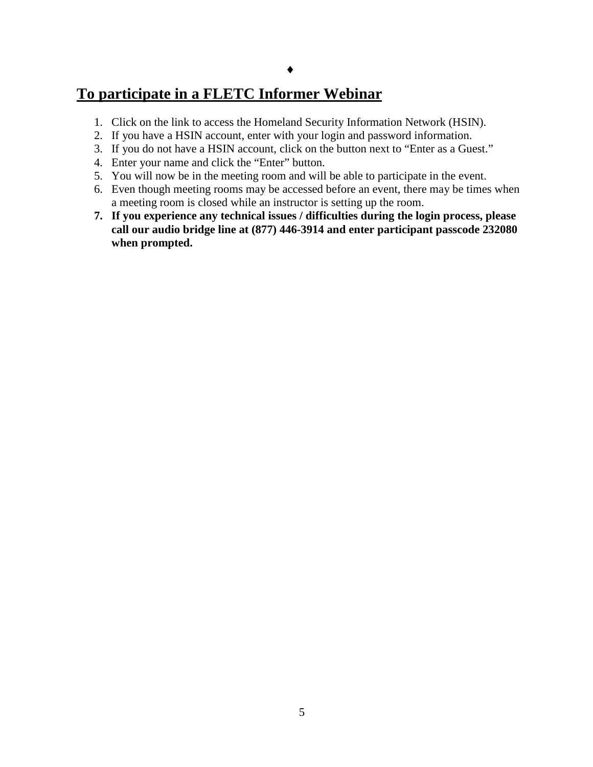♦

## To participate in a FLETC Informer Webinar

1. Click on the link to access the Homeland Security Information Network (HSIN).
2. If you have a HSIN account, enter with your login and password information.
3. If you do not have a HSIN account, click on the button next to “Enter as a Guest.”
4. Enter your name and click the “Enter” button.
5. You will now be in the meeting room and will be able to participate in the event.
6. Even though meeting rooms may be accessed before an event, there may be times when a meeting room is closed while an instructor is setting up the room.
7. **If you experience any technical issues / difficulties during the login process, please call our audio bridge line at (877) 446-3914 and enter participant passcode 232080 when prompted.**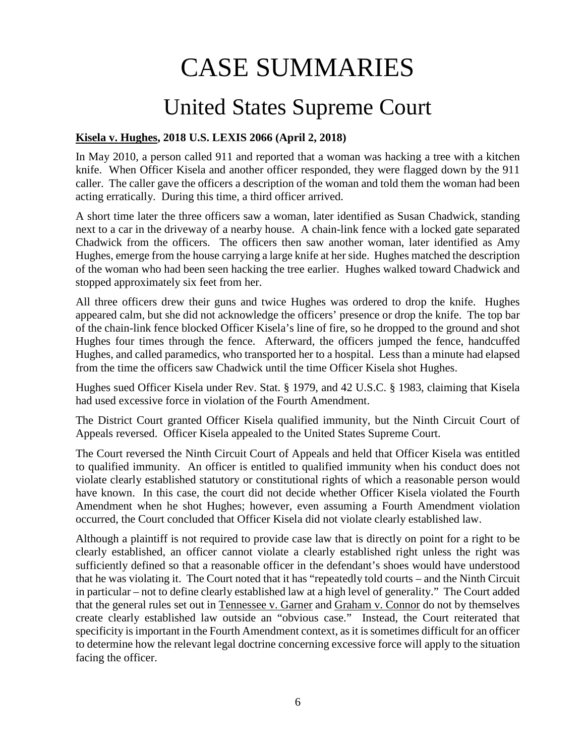# CASE SUMMARIES

## United States Supreme Court

**Kisela v. Hughes, 2018 U.S. LEXIS 2066 (April 2, 2018)**

In May 2010, a person called 911 and reported that a woman was hacking a tree with a kitchen knife. When Officer Kisela and another officer responded, they were flagged down by the 911 caller. The caller gave the officers a description of the woman and told them the woman had been acting erratically. During this time, a third officer arrived.

A short time later the three officers saw a woman, later identified as Susan Chadwick, standing next to a car in the driveway of a nearby house. A chain-link fence with a locked gate separated Chadwick from the officers. The officers then saw another woman, later identified as Amy Hughes, emerge from the house carrying a large knife at her side. Hughes matched the description of the woman who had been seen hacking the tree earlier. Hughes walked toward Chadwick and stopped approximately six feet from her.

All three officers drew their guns and twice Hughes was ordered to drop the knife. Hughes appeared calm, but she did not acknowledge the officers' presence or drop the knife. The top bar of the chain-link fence blocked Officer Kisela's line of fire, so he dropped to the ground and shot Hughes four times through the fence. Afterward, the officers jumped the fence, handcuffed Hughes, and called paramedics, who transported her to a hospital. Less than a minute had elapsed from the time the officers saw Chadwick until the time Officer Kisela shot Hughes.

Hughes sued Officer Kisela under Rev. Stat. § 1979, and 42 U.S.C. § 1983, claiming that Kisela had used excessive force in violation of the Fourth Amendment.

The District Court granted Officer Kisela qualified immunity, but the Ninth Circuit Court of Appeals reversed. Officer Kisela appealed to the United States Supreme Court.

The Court reversed the Ninth Circuit Court of Appeals and held that Officer Kisela was entitled to qualified immunity. An officer is entitled to qualified immunity when his conduct does not violate clearly established statutory or constitutional rights of which a reasonable person would have known. In this case, the court did not decide whether Officer Kisela violated the Fourth Amendment when he shot Hughes; however, even assuming a Fourth Amendment violation occurred, the Court concluded that Officer Kisela did not violate clearly established law.

Although a plaintiff is not required to provide case law that is directly on point for a right to be clearly established, an officer cannot violate a clearly established right unless the right was sufficiently defined so that a reasonable officer in the defendant's shoes would have understood that he was violating it. The Court noted that it has "repeatedly told courts – and the Ninth Circuit in particular – not to define clearly established law at a high level of generality." The Court added that the general rules set out in Tennessee v. Garner and Graham v. Connor do not by themselves create clearly established law outside an "obvious case." Instead, the Court reiterated that specificity is important in the Fourth Amendment context, as it is sometimes difficult for an officer to determine how the relevant legal doctrine concerning excessive force will apply to the situation facing the officer.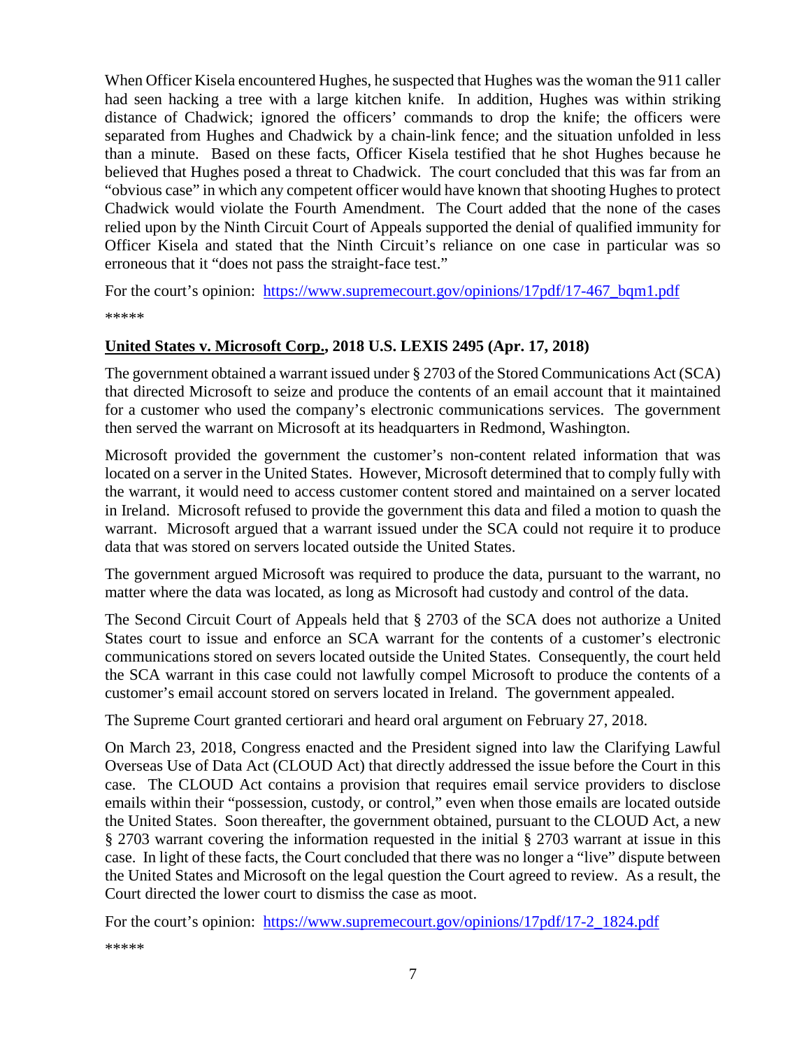When Officer Kisela encountered Hughes, he suspected that Hughes was the woman the 911 caller had seen hacking a tree with a large kitchen knife. In addition, Hughes was within striking distance of Chadwick; ignored the officers' commands to drop the knife; the officers were separated from Hughes and Chadwick by a chain-link fence; and the situation unfolded in less than a minute. Based on these facts, Officer Kisela testified that he shot Hughes because he believed that Hughes posed a threat to Chadwick. The court concluded that this was far from an "obvious case" in which any competent officer would have known that shooting Hughes to protect Chadwick would violate the Fourth Amendment. The Court added that the none of the cases relied upon by the Ninth Circuit Court of Appeals supported the denial of qualified immunity for Officer Kisela and stated that the Ninth Circuit's reliance on one case in particular was so erroneous that it "does not pass the straight-face test."

For the court's opinion: https://www.supremecourt.gov/opinions/17pdf/17-467_bqm1.pdf

*****

**United States v. Microsoft Corp., 2018 U.S. LEXIS 2495 (Apr. 17, 2018)**

The government obtained a warrant issued under § 2703 of the Stored Communications Act (SCA) that directed Microsoft to seize and produce the contents of an email account that it maintained for a customer who used the company's electronic communications services. The government then served the warrant on Microsoft at its headquarters in Redmond, Washington.

Microsoft provided the government the customer's non-content related information that was located on a server in the United States. However, Microsoft determined that to comply fully with the warrant, it would need to access customer content stored and maintained on a server located in Ireland. Microsoft refused to provide the government this data and filed a motion to quash the warrant. Microsoft argued that a warrant issued under the SCA could not require it to produce data that was stored on servers located outside the United States.

The government argued Microsoft was required to produce the data, pursuant to the warrant, no matter where the data was located, as long as Microsoft had custody and control of the data.

The Second Circuit Court of Appeals held that § 2703 of the SCA does not authorize a United States court to issue and enforce an SCA warrant for the contents of a customer's electronic communications stored on severs located outside the United States. Consequently, the court held the SCA warrant in this case could not lawfully compel Microsoft to produce the contents of a customer's email account stored on servers located in Ireland. The government appealed.

The Supreme Court granted certiorari and heard oral argument on February 27, 2018.

On March 23, 2018, Congress enacted and the President signed into law the Clarifying Lawful Overseas Use of Data Act (CLOUD Act) that directly addressed the issue before the Court in this case. The CLOUD Act contains a provision that requires email service providers to disclose emails within their "possession, custody, or control," even when those emails are located outside the United States. Soon thereafter, the government obtained, pursuant to the CLOUD Act, a new § 2703 warrant covering the information requested in the initial § 2703 warrant at issue in this case. In light of these facts, the Court concluded that there was no longer a "live" dispute between the United States and Microsoft on the legal question the Court agreed to review. As a result, the Court directed the lower court to dismiss the case as moot.

For the court's opinion: https://www.supremecourt.gov/opinions/17pdf/17-2_1824.pdf

*****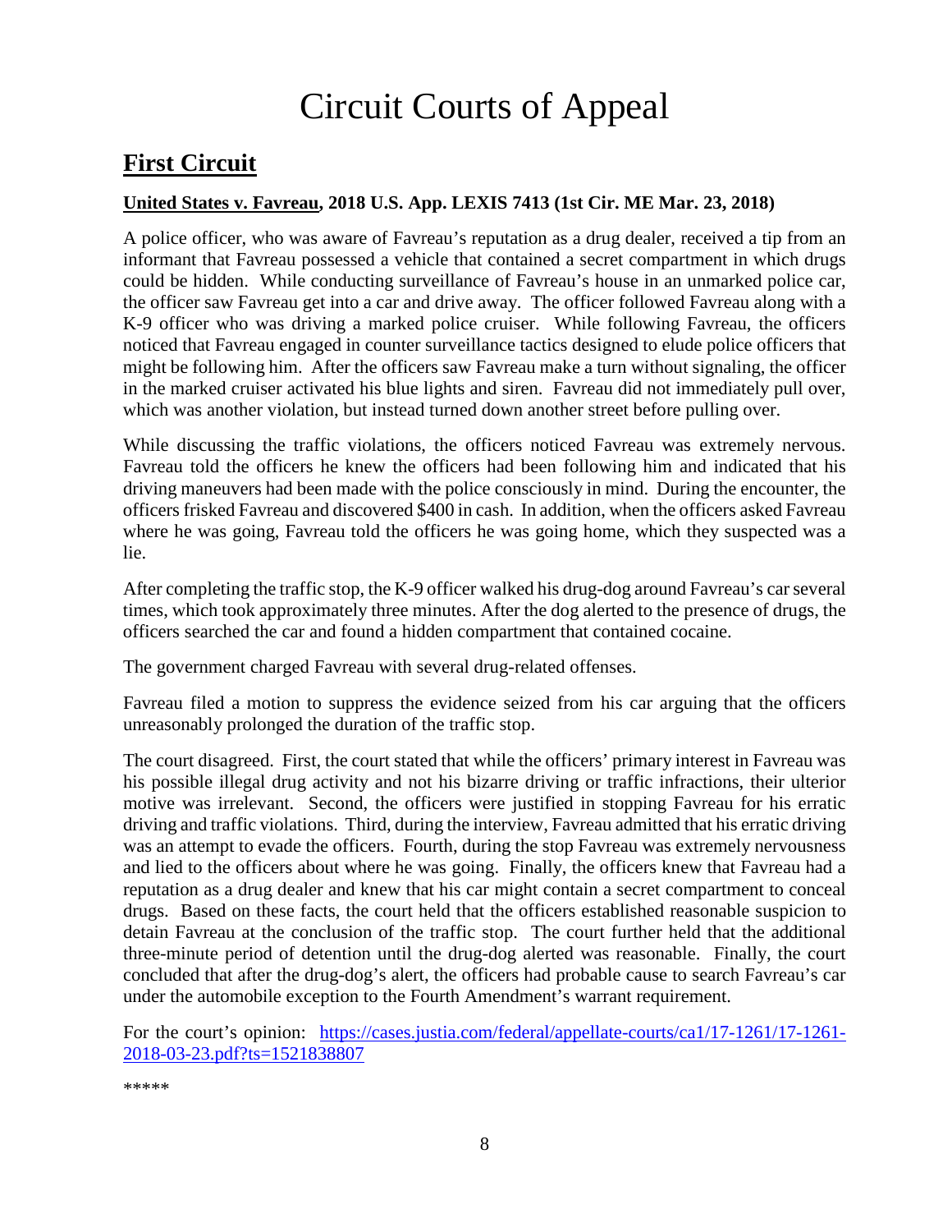# Circuit Courts of Appeal

## First Circuit

### United States v. Favreau, 2018 U.S. App. LEXIS 7413 (1st Cir. ME Mar. 23, 2018)

A police officer, who was aware of Favreau's reputation as a drug dealer, received a tip from an informant that Favreau possessed a vehicle that contained a secret compartment in which drugs could be hidden. While conducting surveillance of Favreau's house in an unmarked police car, the officer saw Favreau get into a car and drive away. The officer followed Favreau along with a K-9 officer who was driving a marked police cruiser. While following Favreau, the officers noticed that Favreau engaged in counter surveillance tactics designed to elude police officers that might be following him. After the officers saw Favreau make a turn without signaling, the officer in the marked cruiser activated his blue lights and siren. Favreau did not immediately pull over, which was another violation, but instead turned down another street before pulling over.

While discussing the traffic violations, the officers noticed Favreau was extremely nervous. Favreau told the officers he knew the officers had been following him and indicated that his driving maneuvers had been made with the police consciously in mind. During the encounter, the officers frisked Favreau and discovered $400 in cash. In addition, when the officers asked Favreau where he was going, Favreau told the officers he was going home, which they suspected was a lie.

After completing the traffic stop, the K-9 officer walked his drug-dog around Favreau's car several times, which took approximately three minutes. After the dog alerted to the presence of drugs, the officers searched the car and found a hidden compartment that contained cocaine.

The government charged Favreau with several drug-related offenses.

Favreau filed a motion to suppress the evidence seized from his car arguing that the officers unreasonably prolonged the duration of the traffic stop.

The court disagreed. First, the court stated that while the officers' primary interest in Favreau was his possible illegal drug activity and not his bizarre driving or traffic infractions, their ulterior motive was irrelevant. Second, the officers were justified in stopping Favreau for his erratic driving and traffic violations. Third, during the interview, Favreau admitted that his erratic driving was an attempt to evade the officers. Fourth, during the stop Favreau was extremely nervousness and lied to the officers about where he was going. Finally, the officers knew that Favreau had a reputation as a drug dealer and knew that his car might contain a secret compartment to conceal drugs. Based on these facts, the court held that the officers established reasonable suspicion to detain Favreau at the conclusion of the traffic stop. The court further held that the additional three-minute period of detention until the drug-dog alerted was reasonable. Finally, the court concluded that after the drug-dog's alert, the officers had probable cause to search Favreau's car under the automobile exception to the Fourth Amendment's warrant requirement.

For the court's opinion: [https://cases.justia.com/federal/appellate-courts/ca1/17-1261/17-1261-2018-03-23.pdf?ts=1521838807](https://cases.justia.com/federal/appellate-courts/ca1/17-1261/17-1261-2018-03-23.pdf?ts=1521838807)

*****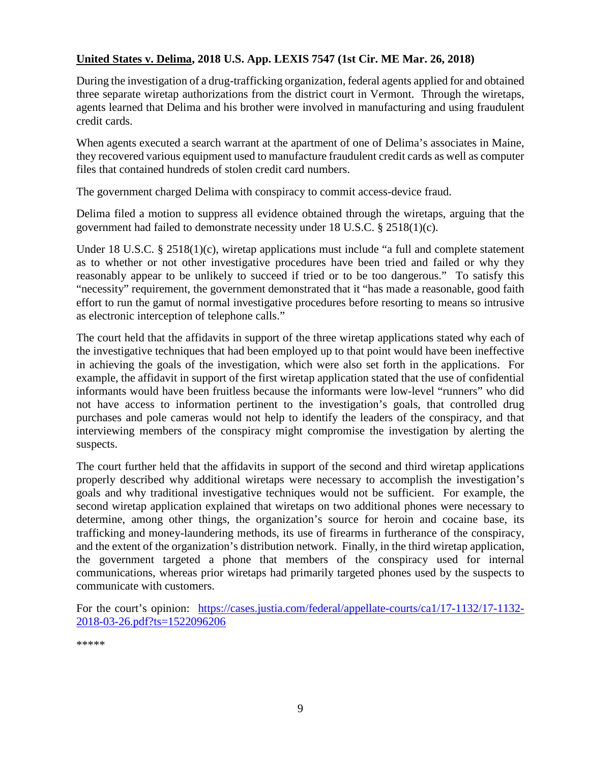**United States v. Delima, 2018 U.S. App. LEXIS 7547 (1st Cir. ME Mar. 26, 2018)**

During the investigation of a drug-trafficking organization, federal agents applied for and obtained three separate wiretap authorizations from the district court in Vermont. Through the wiretaps, agents learned that Delima and his brother were involved in manufacturing and using fraudulent credit cards.

When agents executed a search warrant at the apartment of one of Delima's associates in Maine, they recovered various equipment used to manufacture fraudulent credit cards as well as computer files that contained hundreds of stolen credit card numbers.

The government charged Delima with conspiracy to commit access-device fraud.

Delima filed a motion to suppress all evidence obtained through the wiretaps, arguing that the government had failed to demonstrate necessity under 18 U.S.C. § 2518(1)(c).

Under 18 U.S.C. § 2518(1)(c), wiretap applications must include "a full and complete statement as to whether or not other investigative procedures have been tried and failed or why they reasonably appear to be unlikely to succeed if tried or to be too dangerous." To satisfy this "necessity" requirement, the government demonstrated that it "has made a reasonable, good faith effort to run the gamut of normal investigative procedures before resorting to means so intrusive as electronic interception of telephone calls."

The court held that the affidavits in support of the three wiretap applications stated why each of the investigative techniques that had been employed up to that point would have been ineffective in achieving the goals of the investigation, which were also set forth in the applications. For example, the affidavit in support of the first wiretap application stated that the use of confidential informants would have been fruitless because the informants were low-level "runners" who did not have access to information pertinent to the investigation's goals, that controlled drug purchases and pole cameras would not help to identify the leaders of the conspiracy, and that interviewing members of the conspiracy might compromise the investigation by alerting the suspects.

The court further held that the affidavits in support of the second and third wiretap applications properly described why additional wiretaps were necessary to accomplish the investigation's goals and why traditional investigative techniques would not be sufficient. For example, the second wiretap application explained that wiretaps on two additional phones were necessary to determine, among other things, the organization's source for heroin and cocaine base, its trafficking and money-laundering methods, its use of firearms in furtherance of the conspiracy, and the extent of the organization's distribution network. Finally, in the third wiretap application, the government targeted a phone that members of the conspiracy used for internal communications, whereas prior wiretaps had primarily targeted phones used by the suspects to communicate with customers.

For the court's opinion: [https://cases.justia.com/federal/appellate-courts/ca1/17-1132/17-1132-2018-03-26.pdf?ts=1522096206](https://cases.justia.com/federal/appellate-courts/ca1/17-1132/17-1132-2018-03-26.pdf?ts=1522096206)

*****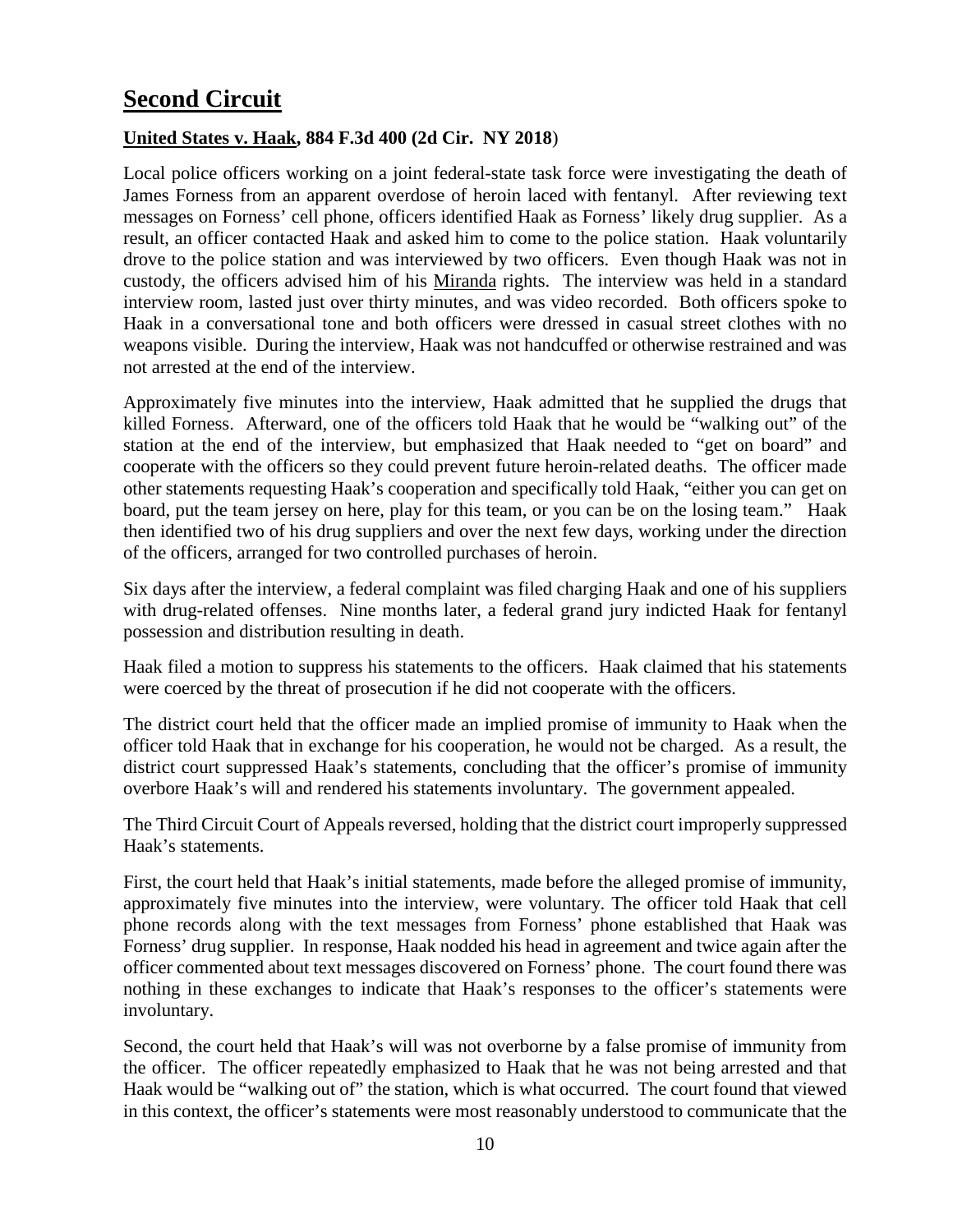# **Second Circuit**

**United States v. Haak, 884 F.3d 400 (2d Cir. NY 2018**)

Local police officers working on a joint federal-state task force were investigating the death of James Forness from an apparent overdose of heroin laced with fentanyl. After reviewing text messages on Forness' cell phone, officers identified Haak as Forness' likely drug supplier. As a result, an officer contacted Haak and asked him to come to the police station. Haak voluntarily drove to the police station and was interviewed by two officers. Even though Haak was not in custody, the officers advised him of his Miranda rights. The interview was held in a standard interview room, lasted just over thirty minutes, and was video recorded. Both officers spoke to Haak in a conversational tone and both officers were dressed in casual street clothes with no weapons visible. During the interview, Haak was not handcuffed or otherwise restrained and was not arrested at the end of the interview.

Approximately five minutes into the interview, Haak admitted that he supplied the drugs that killed Forness. Afterward, one of the officers told Haak that he would be "walking out" of the station at the end of the interview, but emphasized that Haak needed to "get on board" and cooperate with the officers so they could prevent future heroin-related deaths. The officer made other statements requesting Haak's cooperation and specifically told Haak, "either you can get on board, put the team jersey on here, play for this team, or you can be on the losing team." Haak then identified two of his drug suppliers and over the next few days, working under the direction of the officers, arranged for two controlled purchases of heroin.

Six days after the interview, a federal complaint was filed charging Haak and one of his suppliers with drug-related offenses. Nine months later, a federal grand jury indicted Haak for fentanyl possession and distribution resulting in death.

Haak filed a motion to suppress his statements to the officers. Haak claimed that his statements were coerced by the threat of prosecution if he did not cooperate with the officers.

The district court held that the officer made an implied promise of immunity to Haak when the officer told Haak that in exchange for his cooperation, he would not be charged. As a result, the district court suppressed Haak's statements, concluding that the officer's promise of immunity overbore Haak's will and rendered his statements involuntary. The government appealed.

The Third Circuit Court of Appeals reversed, holding that the district court improperly suppressed Haak's statements.

First, the court held that Haak's initial statements, made before the alleged promise of immunity, approximately five minutes into the interview, were voluntary. The officer told Haak that cell phone records along with the text messages from Forness' phone established that Haak was Forness' drug supplier. In response, Haak nodded his head in agreement and twice again after the officer commented about text messages discovered on Forness' phone. The court found there was nothing in these exchanges to indicate that Haak's responses to the officer's statements were involuntary.

Second, the court held that Haak's will was not overborne by a false promise of immunity from the officer. The officer repeatedly emphasized to Haak that he was not being arrested and that Haak would be "walking out of" the station, which is what occurred. The court found that viewed in this context, the officer's statements were most reasonably understood to communicate that the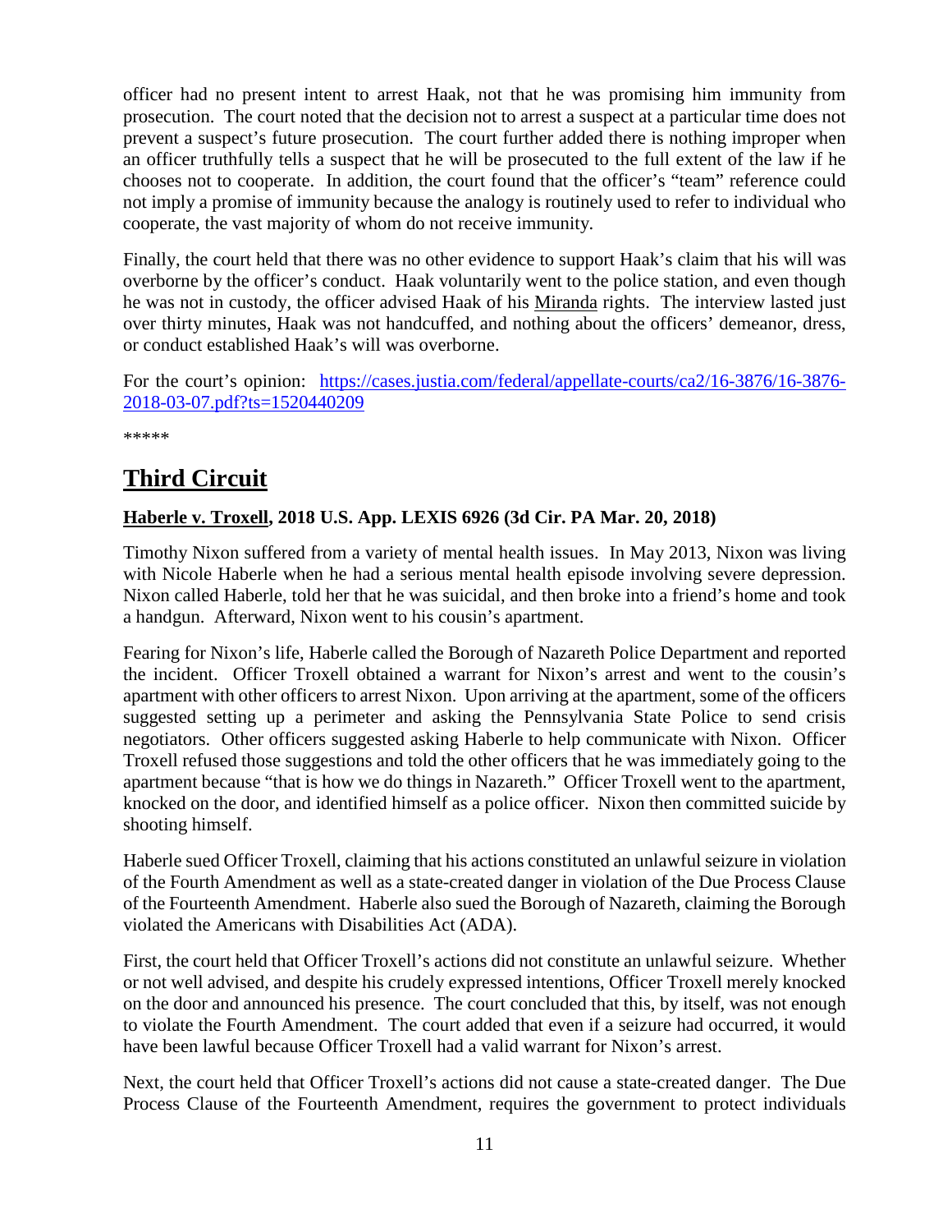officer had no present intent to arrest Haak, not that he was promising him immunity from prosecution. The court noted that the decision not to arrest a suspect at a particular time does not prevent a suspect's future prosecution. The court further added there is nothing improper when an officer truthfully tells a suspect that he will be prosecuted to the full extent of the law if he chooses not to cooperate. In addition, the court found that the officer's "team" reference could not imply a promise of immunity because the analogy is routinely used to refer to individual who cooperate, the vast majority of whom do not receive immunity.

Finally, the court held that there was no other evidence to support Haak's claim that his will was overborne by the officer's conduct. Haak voluntarily went to the police station, and even though he was not in custody, the officer advised Haak of his Miranda rights. The interview lasted just over thirty minutes, Haak was not handcuffed, and nothing about the officers' demeanor, dress, or conduct established Haak's will was overborne.

For the court's opinion: [https://cases.justia.com/federal/appellate-courts/ca2/16-3876/16-3876-2018-03-07.pdf?ts=1520440209](https://cases.justia.com/federal/appellate-courts/ca2/16-3876/16-3876-2018-03-07.pdf?ts=1520440209)

*****

## Third Circuit

### Haberle v. Troxell, 2018 U.S. App. LEXIS 6926 (3d Cir. PA Mar. 20, 2018)

Timothy Nixon suffered from a variety of mental health issues. In May 2013, Nixon was living with Nicole Haberle when he had a serious mental health episode involving severe depression. Nixon called Haberle, told her that he was suicidal, and then broke into a friend's home and took a handgun. Afterward, Nixon went to his cousin's apartment.

Fearing for Nixon's life, Haberle called the Borough of Nazareth Police Department and reported the incident. Officer Troxell obtained a warrant for Nixon's arrest and went to the cousin's apartment with other officers to arrest Nixon. Upon arriving at the apartment, some of the officers suggested setting up a perimeter and asking the Pennsylvania State Police to send crisis negotiators. Other officers suggested asking Haberle to help communicate with Nixon. Officer Troxell refused those suggestions and told the other officers that he was immediately going to the apartment because "that is how we do things in Nazareth." Officer Troxell went to the apartment, knocked on the door, and identified himself as a police officer. Nixon then committed suicide by shooting himself.

Haberle sued Officer Troxell, claiming that his actions constituted an unlawful seizure in violation of the Fourth Amendment as well as a state-created danger in violation of the Due Process Clause of the Fourteenth Amendment. Haberle also sued the Borough of Nazareth, claiming the Borough violated the Americans with Disabilities Act (ADA).

First, the court held that Officer Troxell's actions did not constitute an unlawful seizure. Whether or not well advised, and despite his crudely expressed intentions, Officer Troxell merely knocked on the door and announced his presence. The court concluded that this, by itself, was not enough to violate the Fourth Amendment. The court added that even if a seizure had occurred, it would have been lawful because Officer Troxell had a valid warrant for Nixon's arrest.

Next, the court held that Officer Troxell's actions did not cause a state-created danger. The Due Process Clause of the Fourteenth Amendment, requires the government to protect individuals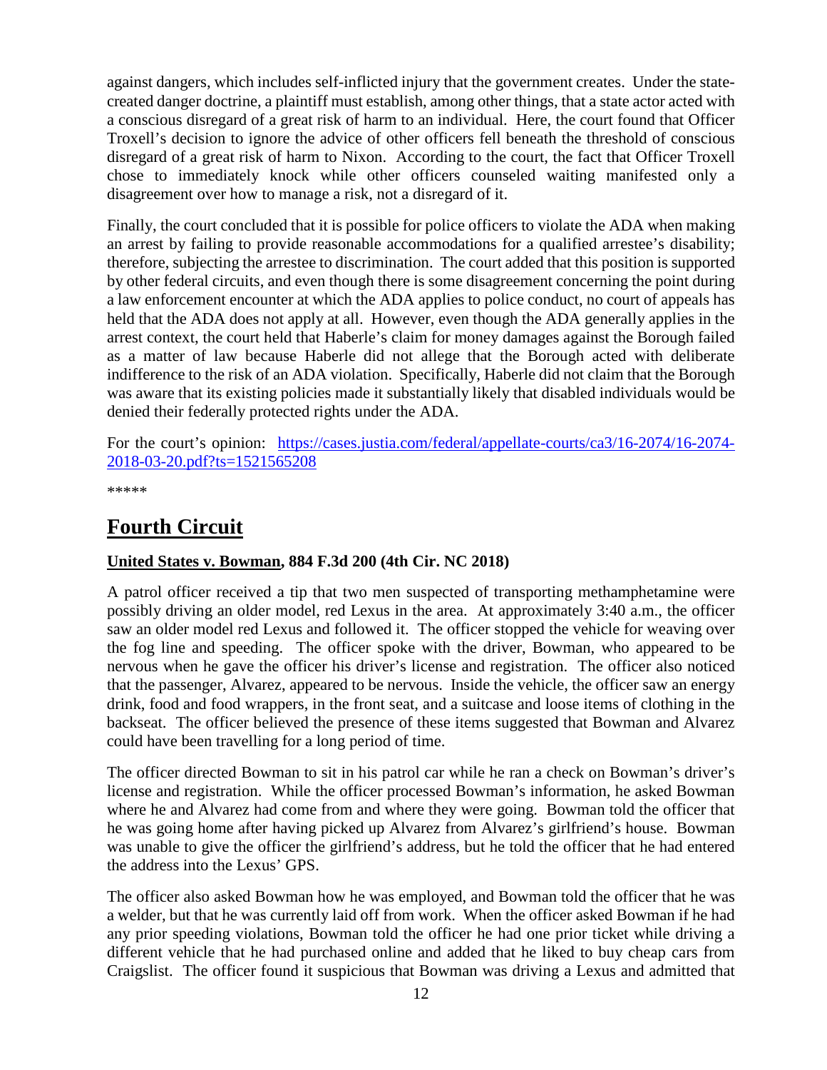against dangers, which includes self-inflicted injury that the government creates. Under the state-created danger doctrine, a plaintiff must establish, among other things, that a state actor acted with a conscious disregard of a great risk of harm to an individual. Here, the court found that Officer Troxell's decision to ignore the advice of other officers fell beneath the threshold of conscious disregard of a great risk of harm to Nixon. According to the court, the fact that Officer Troxell chose to immediately knock while other officers counseled waiting manifested only a disagreement over how to manage a risk, not a disregard of it.

Finally, the court concluded that it is possible for police officers to violate the ADA when making an arrest by failing to provide reasonable accommodations for a qualified arrestee's disability; therefore, subjecting the arrestee to discrimination. The court added that this position is supported by other federal circuits, and even though there is some disagreement concerning the point during a law enforcement encounter at which the ADA applies to police conduct, no court of appeals has held that the ADA does not apply at all. However, even though the ADA generally applies in the arrest context, the court held that Haberle's claim for money damages against the Borough failed as a matter of law because Haberle did not allege that the Borough acted with deliberate indifference to the risk of an ADA violation. Specifically, Haberle did not claim that the Borough was aware that its existing policies made it substantially likely that disabled individuals would be denied their federally protected rights under the ADA.

For the court's opinion: [https://cases.justia.com/federal/appellate-courts/ca3/16-2074/16-2074-2018-03-20.pdf?ts=1521565208](https://cases.justia.com/federal/appellate-courts/ca3/16-2074/16-2074-2018-03-20.pdf?ts=1521565208)

*****

# Fourth Circuit

### United States v. Bowman, 884 F.3d 200 (4th Cir. NC 2018)

A patrol officer received a tip that two men suspected of transporting methamphetamine were possibly driving an older model, red Lexus in the area. At approximately 3:40 a.m., the officer saw an older model red Lexus and followed it. The officer stopped the vehicle for weaving over the fog line and speeding. The officer spoke with the driver, Bowman, who appeared to be nervous when he gave the officer his driver's license and registration. The officer also noticed that the passenger, Alvarez, appeared to be nervous. Inside the vehicle, the officer saw an energy drink, food and food wrappers, in the front seat, and a suitcase and loose items of clothing in the backseat. The officer believed the presence of these items suggested that Bowman and Alvarez could have been travelling for a long period of time.

The officer directed Bowman to sit in his patrol car while he ran a check on Bowman's driver's license and registration. While the officer processed Bowman's information, he asked Bowman where he and Alvarez had come from and where they were going. Bowman told the officer that he was going home after having picked up Alvarez from Alvarez's girlfriend's house. Bowman was unable to give the officer the girlfriend's address, but he told the officer that he had entered the address into the Lexus' GPS.

The officer also asked Bowman how he was employed, and Bowman told the officer that he was a welder, but that he was currently laid off from work. When the officer asked Bowman if he had any prior speeding violations, Bowman told the officer he had one prior ticket while driving a different vehicle that he had purchased online and added that he liked to buy cheap cars from Craigslist. The officer found it suspicious that Bowman was driving a Lexus and admitted that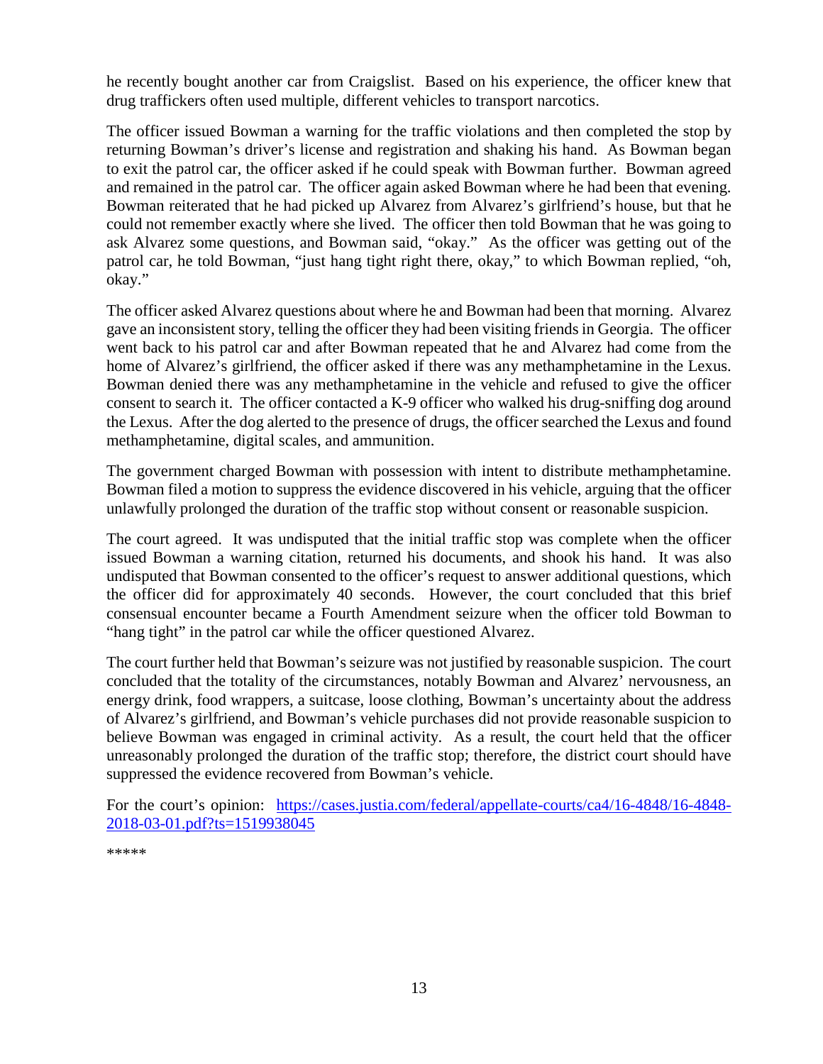he recently bought another car from Craigslist. Based on his experience, the officer knew that drug traffickers often used multiple, different vehicles to transport narcotics.

The officer issued Bowman a warning for the traffic violations and then completed the stop by returning Bowman's driver's license and registration and shaking his hand. As Bowman began to exit the patrol car, the officer asked if he could speak with Bowman further. Bowman agreed and remained in the patrol car. The officer again asked Bowman where he had been that evening. Bowman reiterated that he had picked up Alvarez from Alvarez's girlfriend's house, but that he could not remember exactly where she lived. The officer then told Bowman that he was going to ask Alvarez some questions, and Bowman said, "okay." As the officer was getting out of the patrol car, he told Bowman, "just hang tight right there, okay," to which Bowman replied, "oh, okay."

The officer asked Alvarez questions about where he and Bowman had been that morning. Alvarez gave an inconsistent story, telling the officer they had been visiting friends in Georgia. The officer went back to his patrol car and after Bowman repeated that he and Alvarez had come from the home of Alvarez's girlfriend, the officer asked if there was any methamphetamine in the Lexus. Bowman denied there was any methamphetamine in the vehicle and refused to give the officer consent to search it. The officer contacted a K-9 officer who walked his drug-sniffing dog around the Lexus. After the dog alerted to the presence of drugs, the officer searched the Lexus and found methamphetamine, digital scales, and ammunition.

The government charged Bowman with possession with intent to distribute methamphetamine. Bowman filed a motion to suppress the evidence discovered in his vehicle, arguing that the officer unlawfully prolonged the duration of the traffic stop without consent or reasonable suspicion.

The court agreed. It was undisputed that the initial traffic stop was complete when the officer issued Bowman a warning citation, returned his documents, and shook his hand. It was also undisputed that Bowman consented to the officer's request to answer additional questions, which the officer did for approximately 40 seconds. However, the court concluded that this brief consensual encounter became a Fourth Amendment seizure when the officer told Bowman to "hang tight" in the patrol car while the officer questioned Alvarez.

The court further held that Bowman's seizure was not justified by reasonable suspicion. The court concluded that the totality of the circumstances, notably Bowman and Alvarez' nervousness, an energy drink, food wrappers, a suitcase, loose clothing, Bowman's uncertainty about the address of Alvarez's girlfriend, and Bowman's vehicle purchases did not provide reasonable suspicion to believe Bowman was engaged in criminal activity. As a result, the court held that the officer unreasonably prolonged the duration of the traffic stop; therefore, the district court should have suppressed the evidence recovered from Bowman's vehicle.

For the court's opinion: [https://cases.justia.com/federal/appellate-courts/ca4/16-4848/16-4848-2018-03-01.pdf?ts=1519938045](https://cases.justia.com/federal/appellate-courts/ca4/16-4848/16-4848-2018-03-01.pdf?ts=1519938045)

*****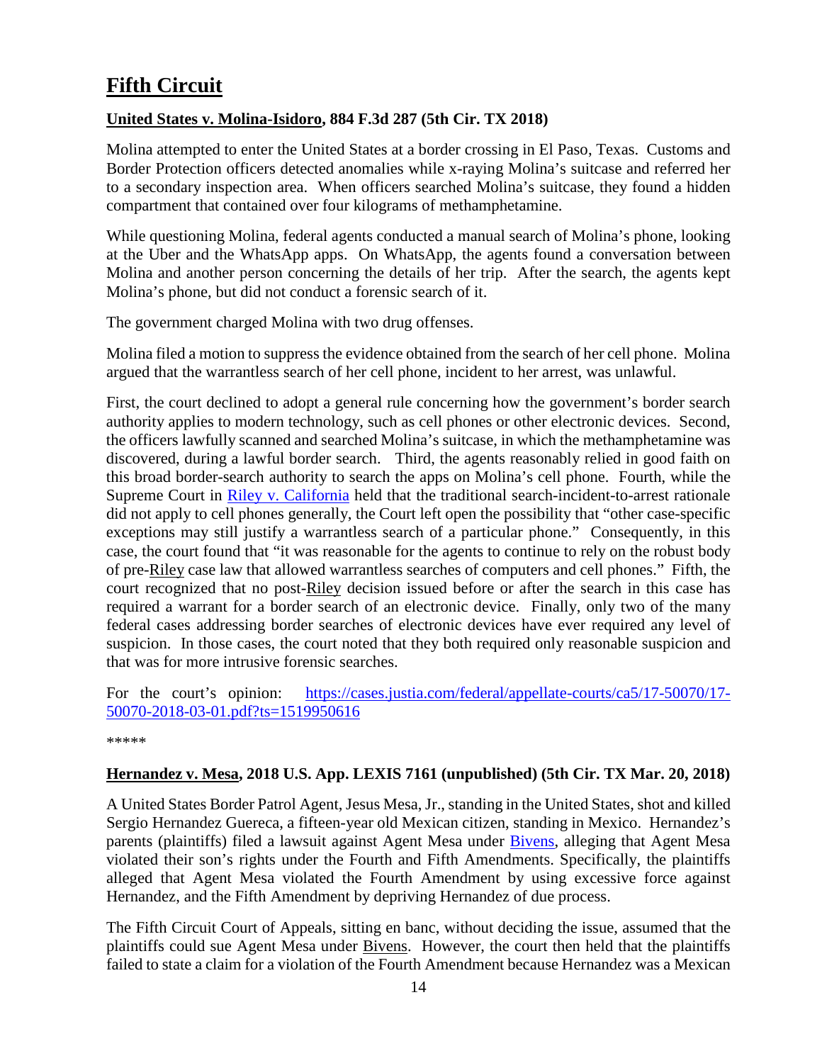# Fifth Circuit

## United States v. Molina-Isidoro, 884 F.3d 287 (5th Cir. TX 2018)

Molina attempted to enter the United States at a border crossing in El Paso, Texas. Customs and Border Protection officers detected anomalies while x-raying Molina's suitcase and referred her to a secondary inspection area. When officers searched Molina's suitcase, they found a hidden compartment that contained over four kilograms of methamphetamine.

While questioning Molina, federal agents conducted a manual search of Molina's phone, looking at the Uber and the WhatsApp apps. On WhatsApp, the agents found a conversation between Molina and another person concerning the details of her trip. After the search, the agents kept Molina's phone, but did not conduct a forensic search of it.

The government charged Molina with two drug offenses.

Molina filed a motion to suppress the evidence obtained from the search of her cell phone. Molina argued that the warrantless search of her cell phone, incident to her arrest, was unlawful.

First, the court declined to adopt a general rule concerning how the government's border search authority applies to modern technology, such as cell phones or other electronic devices. Second, the officers lawfully scanned and searched Molina's suitcase, in which the methamphetamine was discovered, during a lawful border search. Third, the agents reasonably relied in good faith on this broad border-search authority to search the apps on Molina's cell phone. Fourth, while the Supreme Court in Riley v. California held that the traditional search-incident-to-arrest rationale did not apply to cell phones generally, the Court left open the possibility that "other case-specific exceptions may still justify a warrantless search of a particular phone." Consequently, in this case, the court found that "it was reasonable for the agents to continue to rely on the robust body of pre-Riley case law that allowed warrantless searches of computers and cell phones." Fifth, the court recognized that no post-Riley decision issued before or after the search in this case has required a warrant for a border search of an electronic device. Finally, only two of the many federal cases addressing border searches of electronic devices have ever required any level of suspicion. In those cases, the court noted that they both required only reasonable suspicion and that was for more intrusive forensic searches.

For the court's opinion: https://cases.justia.com/federal/appellate-courts/ca5/17-50070/17-50070-2018-03-01.pdf?ts=1519950616

*****

## Hernandez v. Mesa, 2018 U.S. App. LEXIS 7161 (unpublished) (5th Cir. TX Mar. 20, 2018)

A United States Border Patrol Agent, Jesus Mesa, Jr., standing in the United States, shot and killed Sergio Hernandez Guereca, a fifteen-year old Mexican citizen, standing in Mexico. Hernandez's parents (plaintiffs) filed a lawsuit against Agent Mesa under Bivens, alleging that Agent Mesa violated their son's rights under the Fourth and Fifth Amendments. Specifically, the plaintiffs alleged that Agent Mesa violated the Fourth Amendment by using excessive force against Hernandez, and the Fifth Amendment by depriving Hernandez of due process.

The Fifth Circuit Court of Appeals, sitting en banc, without deciding the issue, assumed that the plaintiffs could sue Agent Mesa under Bivens. However, the court then held that the plaintiffs failed to state a claim for a violation of the Fourth Amendment because Hernandez was a Mexican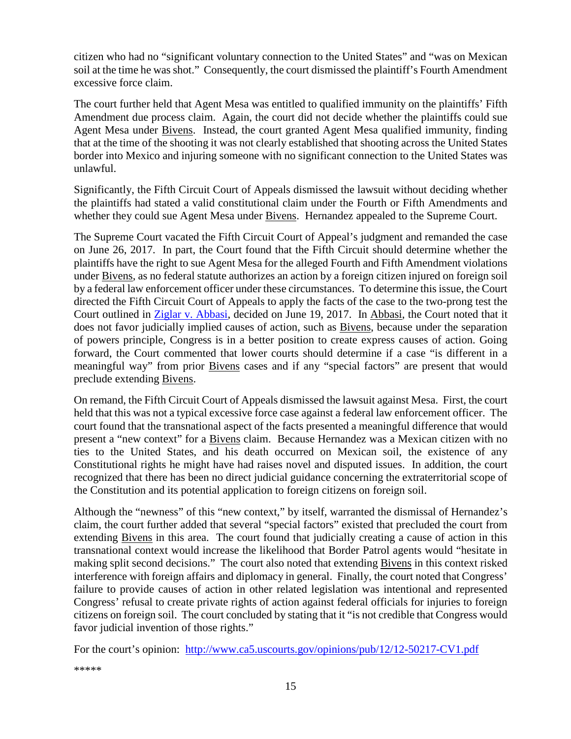citizen who had no "significant voluntary connection to the United States" and "was on Mexican soil at the time he was shot." Consequently, the court dismissed the plaintiff's Fourth Amendment excessive force claim.

The court further held that Agent Mesa was entitled to qualified immunity on the plaintiffs' Fifth Amendment due process claim. Again, the court did not decide whether the plaintiffs could sue Agent Mesa under Bivens. Instead, the court granted Agent Mesa qualified immunity, finding that at the time of the shooting it was not clearly established that shooting across the United States border into Mexico and injuring someone with no significant connection to the United States was unlawful.

Significantly, the Fifth Circuit Court of Appeals dismissed the lawsuit without deciding whether the plaintiffs had stated a valid constitutional claim under the Fourth or Fifth Amendments and whether they could sue Agent Mesa under Bivens. Hernandez appealed to the Supreme Court.

The Supreme Court vacated the Fifth Circuit Court of Appeal's judgment and remanded the case on June 26, 2017. In part, the Court found that the Fifth Circuit should determine whether the plaintiffs have the right to sue Agent Mesa for the alleged Fourth and Fifth Amendment violations under Bivens, as no federal statute authorizes an action by a foreign citizen injured on foreign soil by a federal law enforcement officer under these circumstances. To determine this issue, the Court directed the Fifth Circuit Court of Appeals to apply the facts of the case to the two-prong test the Court outlined in Ziglar v. Abbasi, decided on June 19, 2017. In Abbasi, the Court noted that it does not favor judicially implied causes of action, such as Bivens, because under the separation of powers principle, Congress is in a better position to create express causes of action. Going forward, the Court commented that lower courts should determine if a case "is different in a meaningful way" from prior Bivens cases and if any "special factors" are present that would preclude extending Bivens.

On remand, the Fifth Circuit Court of Appeals dismissed the lawsuit against Mesa. First, the court held that this was not a typical excessive force case against a federal law enforcement officer. The court found that the transnational aspect of the facts presented a meaningful difference that would present a "new context" for a Bivens claim. Because Hernandez was a Mexican citizen with no ties to the United States, and his death occurred on Mexican soil, the existence of any Constitutional rights he might have had raises novel and disputed issues. In addition, the court recognized that there has been no direct judicial guidance concerning the extraterritorial scope of the Constitution and its potential application to foreign citizens on foreign soil.

Although the "newness" of this "new context," by itself, warranted the dismissal of Hernandez's claim, the court further added that several "special factors" existed that precluded the court from extending Bivens in this area. The court found that judicially creating a cause of action in this transnational context would increase the likelihood that Border Patrol agents would "hesitate in making split second decisions." The court also noted that extending Bivens in this context risked interference with foreign affairs and diplomacy in general. Finally, the court noted that Congress' failure to provide causes of action in other related legislation was intentional and represented Congress' refusal to create private rights of action against federal officials for injuries to foreign citizens on foreign soil. The court concluded by stating that it "is not credible that Congress would favor judicial invention of those rights."

For the court's opinion: http://www.ca5.uscourts.gov/opinions/pub/12/12-50217-CV1.pdf

*****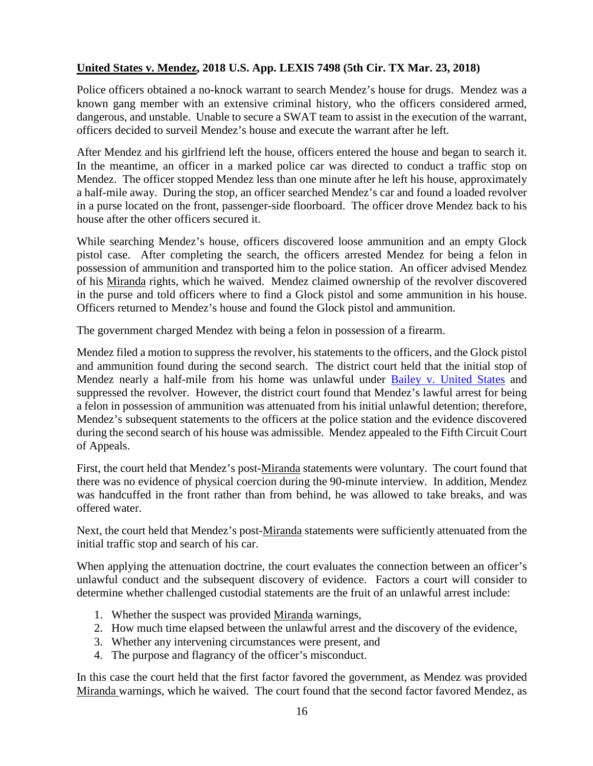**United States v. Mendez, 2018 U.S. App. LEXIS 7498 (5th Cir. TX Mar. 23, 2018)**

Police officers obtained a no-knock warrant to search Mendez's house for drugs. Mendez was a known gang member with an extensive criminal history, who the officers considered armed, dangerous, and unstable. Unable to secure a SWAT team to assist in the execution of the warrant, officers decided to surveil Mendez's house and execute the warrant after he left.

After Mendez and his girlfriend left the house, officers entered the house and began to search it. In the meantime, an officer in a marked police car was directed to conduct a traffic stop on Mendez. The officer stopped Mendez less than one minute after he left his house, approximately a half-mile away. During the stop, an officer searched Mendez's car and found a loaded revolver in a purse located on the front, passenger-side floorboard. The officer drove Mendez back to his house after the other officers secured it.

While searching Mendez's house, officers discovered loose ammunition and an empty Glock pistol case. After completing the search, the officers arrested Mendez for being a felon in possession of ammunition and transported him to the police station. An officer advised Mendez of his Miranda rights, which he waived. Mendez claimed ownership of the revolver discovered in the purse and told officers where to find a Glock pistol and some ammunition in his house. Officers returned to Mendez's house and found the Glock pistol and ammunition.

The government charged Mendez with being a felon in possession of a firearm.

Mendez filed a motion to suppress the revolver, his statements to the officers, and the Glock pistol and ammunition found during the second search. The district court held that the initial stop of Mendez nearly a half-mile from his home was unlawful under Bailey v. United States and suppressed the revolver. However, the district court found that Mendez's lawful arrest for being a felon in possession of ammunition was attenuated from his initial unlawful detention; therefore, Mendez's subsequent statements to the officers at the police station and the evidence discovered during the second search of his house was admissible. Mendez appealed to the Fifth Circuit Court of Appeals.

First, the court held that Mendez's post-Miranda statements were voluntary. The court found that there was no evidence of physical coercion during the 90-minute interview. In addition, Mendez was handcuffed in the front rather than from behind, he was allowed to take breaks, and was offered water.

Next, the court held that Mendez's post-Miranda statements were sufficiently attenuated from the initial traffic stop and search of his car.

When applying the attenuation doctrine, the court evaluates the connection between an officer's unlawful conduct and the subsequent discovery of evidence. Factors a court will consider to determine whether challenged custodial statements are the fruit of an unlawful arrest include:

1. Whether the suspect was provided Miranda warnings,
2. How much time elapsed between the unlawful arrest and the discovery of the evidence,
3. Whether any intervening circumstances were present, and
4. The purpose and flagrancy of the officer's misconduct.

In this case the court held that the first factor favored the government, as Mendez was provided Miranda warnings, which he waived. The court found that the second factor favored Mendez, as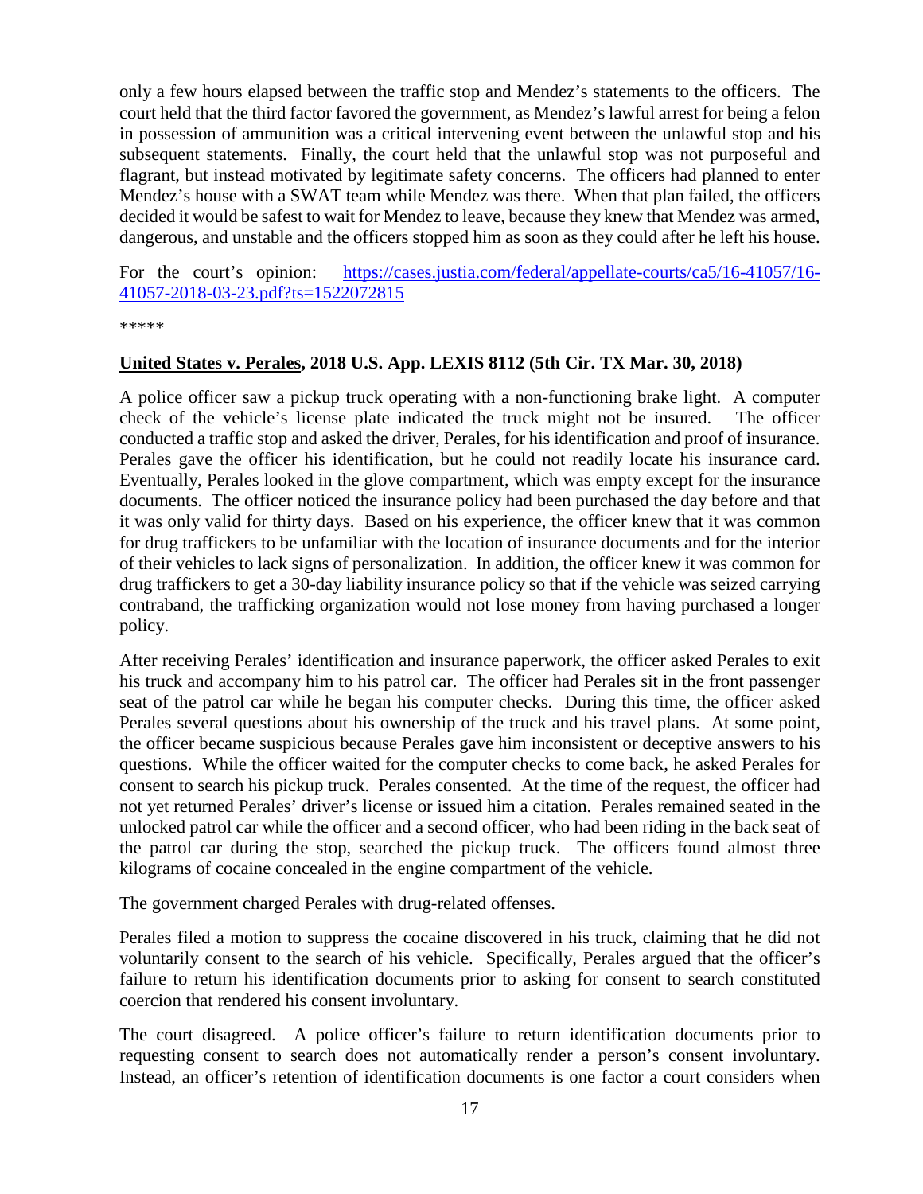only a few hours elapsed between the traffic stop and Mendez's statements to the officers. The court held that the third factor favored the government, as Mendez's lawful arrest for being a felon in possession of ammunition was a critical intervening event between the unlawful stop and his subsequent statements. Finally, the court held that the unlawful stop was not purposeful and flagrant, but instead motivated by legitimate safety concerns. The officers had planned to enter Mendez's house with a SWAT team while Mendez was there. When that plan failed, the officers decided it would be safest to wait for Mendez to leave, because they knew that Mendez was armed, dangerous, and unstable and the officers stopped him as soon as they could after he left his house.

For the court's opinion: [https://cases.justia.com/federal/appellate-courts/ca5/16-41057/16-41057-2018-03-23.pdf?ts=1522072815](https://cases.justia.com/federal/appellate-courts/ca5/16-41057/16-41057-2018-03-23.pdf?ts=1522072815)

*****

**United States v. Perales, 2018 U.S. App. LEXIS 8112 (5th Cir. TX Mar. 30, 2018)**

A police officer saw a pickup truck operating with a non-functioning brake light. A computer check of the vehicle's license plate indicated the truck might not be insured. The officer conducted a traffic stop and asked the driver, Perales, for his identification and proof of insurance. Perales gave the officer his identification, but he could not readily locate his insurance card. Eventually, Perales looked in the glove compartment, which was empty except for the insurance documents. The officer noticed the insurance policy had been purchased the day before and that it was only valid for thirty days. Based on his experience, the officer knew that it was common for drug traffickers to be unfamiliar with the location of insurance documents and for the interior of their vehicles to lack signs of personalization. In addition, the officer knew it was common for drug traffickers to get a 30-day liability insurance policy so that if the vehicle was seized carrying contraband, the trafficking organization would not lose money from having purchased a longer policy.

After receiving Perales' identification and insurance paperwork, the officer asked Perales to exit his truck and accompany him to his patrol car. The officer had Perales sit in the front passenger seat of the patrol car while he began his computer checks. During this time, the officer asked Perales several questions about his ownership of the truck and his travel plans. At some point, the officer became suspicious because Perales gave him inconsistent or deceptive answers to his questions. While the officer waited for the computer checks to come back, he asked Perales for consent to search his pickup truck. Perales consented. At the time of the request, the officer had not yet returned Perales' driver's license or issued him a citation. Perales remained seated in the unlocked patrol car while the officer and a second officer, who had been riding in the back seat of the patrol car during the stop, searched the pickup truck. The officers found almost three kilograms of cocaine concealed in the engine compartment of the vehicle.

The government charged Perales with drug-related offenses.

Perales filed a motion to suppress the cocaine discovered in his truck, claiming that he did not voluntarily consent to the search of his vehicle. Specifically, Perales argued that the officer's failure to return his identification documents prior to asking for consent to search constituted coercion that rendered his consent involuntary.

The court disagreed. A police officer's failure to return identification documents prior to requesting consent to search does not automatically render a person's consent involuntary. Instead, an officer's retention of identification documents is one factor a court considers when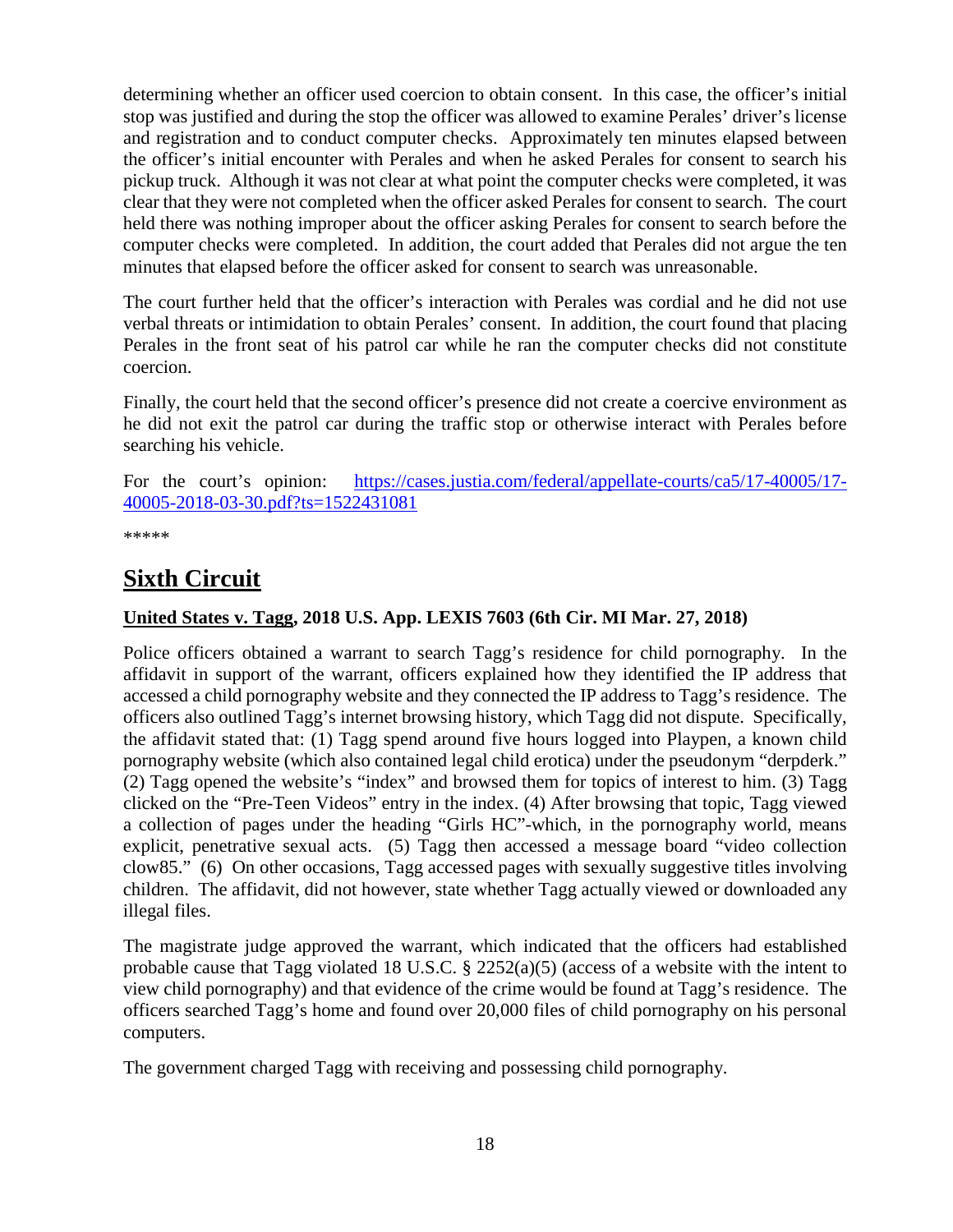determining whether an officer used coercion to obtain consent. In this case, the officer's initial stop was justified and during the stop the officer was allowed to examine Perales' driver's license and registration and to conduct computer checks. Approximately ten minutes elapsed between the officer's initial encounter with Perales and when he asked Perales for consent to search his pickup truck. Although it was not clear at what point the computer checks were completed, it was clear that they were not completed when the officer asked Perales for consent to search. The court held there was nothing improper about the officer asking Perales for consent to search before the computer checks were completed. In addition, the court added that Perales did not argue the ten minutes that elapsed before the officer asked for consent to search was unreasonable.

The court further held that the officer's interaction with Perales was cordial and he did not use verbal threats or intimidation to obtain Perales' consent. In addition, the court found that placing Perales in the front seat of his patrol car while he ran the computer checks did not constitute coercion.

Finally, the court held that the second officer's presence did not create a coercive environment as he did not exit the patrol car during the traffic stop or otherwise interact with Perales before searching his vehicle.

For the court's opinion: [https://cases.justia.com/federal/appellate-courts/ca5/17-40005/17-40005-2018-03-30.pdf?ts=1522431081](https://cases.justia.com/federal/appellate-courts/ca5/17-40005/17-40005-2018-03-30.pdf?ts=1522431081)

*****

# Sixth Circuit

### United States v. Tagg, 2018 U.S. App. LEXIS 7603 (6th Cir. MI Mar. 27, 2018)

Police officers obtained a warrant to search Tagg's residence for child pornography. In the affidavit in support of the warrant, officers explained how they identified the IP address that accessed a child pornography website and they connected the IP address to Tagg's residence. The officers also outlined Tagg's internet browsing history, which Tagg did not dispute. Specifically, the affidavit stated that: (1) Tagg spend around five hours logged into Playpen, a known child pornography website (which also contained legal child erotica) under the pseudonym "derpderk." (2) Tagg opened the website's "index" and browsed them for topics of interest to him. (3) Tagg clicked on the "Pre-Teen Videos" entry in the index. (4) After browsing that topic, Tagg viewed a collection of pages under the heading "Girls HC"-which, in the pornography world, means explicit, penetrative sexual acts. (5) Tagg then accessed a message board "video collection clow85." (6) On other occasions, Tagg accessed pages with sexually suggestive titles involving children. The affidavit, did not however, state whether Tagg actually viewed or downloaded any illegal files.

The magistrate judge approved the warrant, which indicated that the officers had established probable cause that Tagg violated 18 U.S.C. § 2252(a)(5) (access of a website with the intent to view child pornography) and that evidence of the crime would be found at Tagg's residence. The officers searched Tagg's home and found over 20,000 files of child pornography on his personal computers.

The government charged Tagg with receiving and possessing child pornography.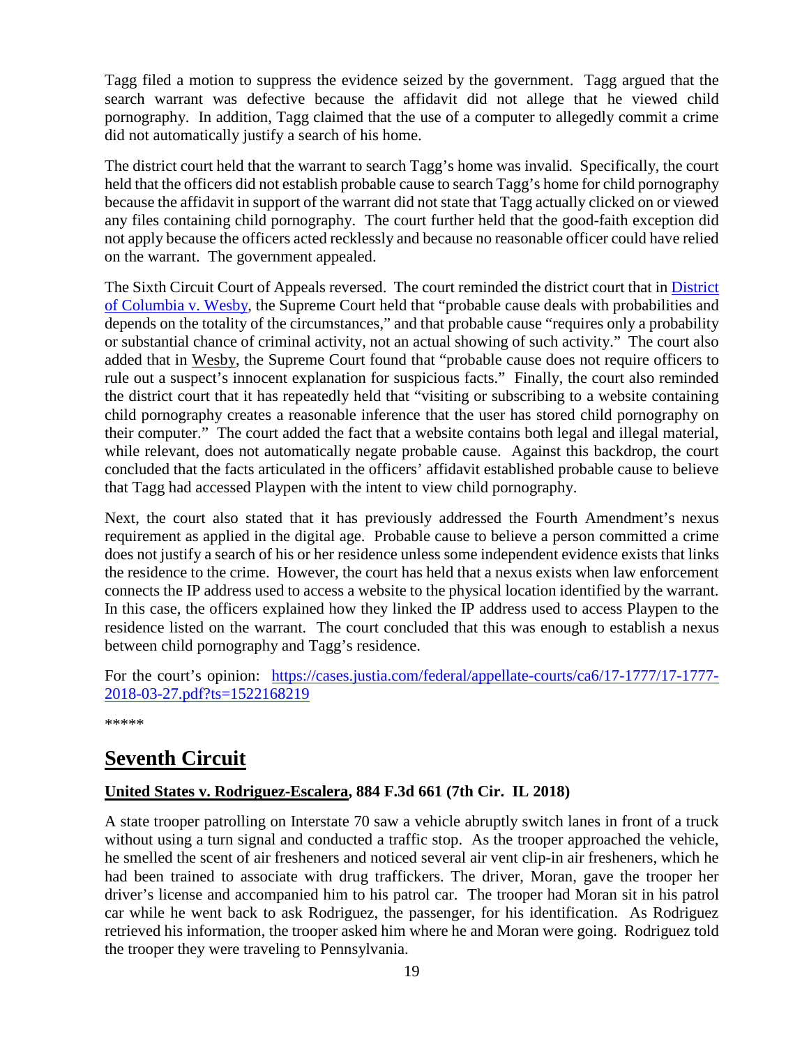Tagg filed a motion to suppress the evidence seized by the government. Tagg argued that the search warrant was defective because the affidavit did not allege that he viewed child pornography. In addition, Tagg claimed that the use of a computer to allegedly commit a crime did not automatically justify a search of his home.

The district court held that the warrant to search Tagg's home was invalid. Specifically, the court held that the officers did not establish probable cause to search Tagg's home for child pornography because the affidavit in support of the warrant did not state that Tagg actually clicked on or viewed any files containing child pornography. The court further held that the good-faith exception did not apply because the officers acted recklessly and because no reasonable officer could have relied on the warrant. The government appealed.

The Sixth Circuit Court of Appeals reversed. The court reminded the district court that in [District of Columbia v. Wesby](), the Supreme Court held that "probable cause deals with probabilities and depends on the totality of the circumstances," and that probable cause "requires only a probability or substantial chance of criminal activity, not an actual showing of such activity." The court also added that in Wesby, the Supreme Court found that "probable cause does not require officers to rule out a suspect's innocent explanation for suspicious facts." Finally, the court also reminded the district court that it has repeatedly held that "visiting or subscribing to a website containing child pornography creates a reasonable inference that the user has stored child pornography on their computer." The court added the fact that a website contains both legal and illegal material, while relevant, does not automatically negate probable cause. Against this backdrop, the court concluded that the facts articulated in the officers' affidavit established probable cause to believe that Tagg had accessed Playpen with the intent to view child pornography.

Next, the court also stated that it has previously addressed the Fourth Amendment's nexus requirement as applied in the digital age. Probable cause to believe a person committed a crime does not justify a search of his or her residence unless some independent evidence exists that links the residence to the crime. However, the court has held that a nexus exists when law enforcement connects the IP address used to access a website to the physical location identified by the warrant. In this case, the officers explained how they linked the IP address used to access Playpen to the residence listed on the warrant. The court concluded that this was enough to establish a nexus between child pornography and Tagg's residence.

For the court's opinion: [https://cases.justia.com/federal/appellate-courts/ca6/17-1777/17-1777-2018-03-27.pdf?ts=1522168219](https://cases.justia.com/federal/appellate-courts/ca6/17-1777/17-1777-2018-03-27.pdf?ts=1522168219)

*****

## Seventh Circuit

### United States v. Rodriguez-Escalera, 884 F.3d 661 (7th Cir. IL 2018)

A state trooper patrolling on Interstate 70 saw a vehicle abruptly switch lanes in front of a truck without using a turn signal and conducted a traffic stop. As the trooper approached the vehicle, he smelled the scent of air fresheners and noticed several air vent clip-in air fresheners, which he had been trained to associate with drug traffickers. The driver, Moran, gave the trooper her driver's license and accompanied him to his patrol car. The trooper had Moran sit in his patrol car while he went back to ask Rodriguez, the passenger, for his identification. As Rodriguez retrieved his information, the trooper asked him where he and Moran were going. Rodriguez told the trooper they were traveling to Pennsylvania.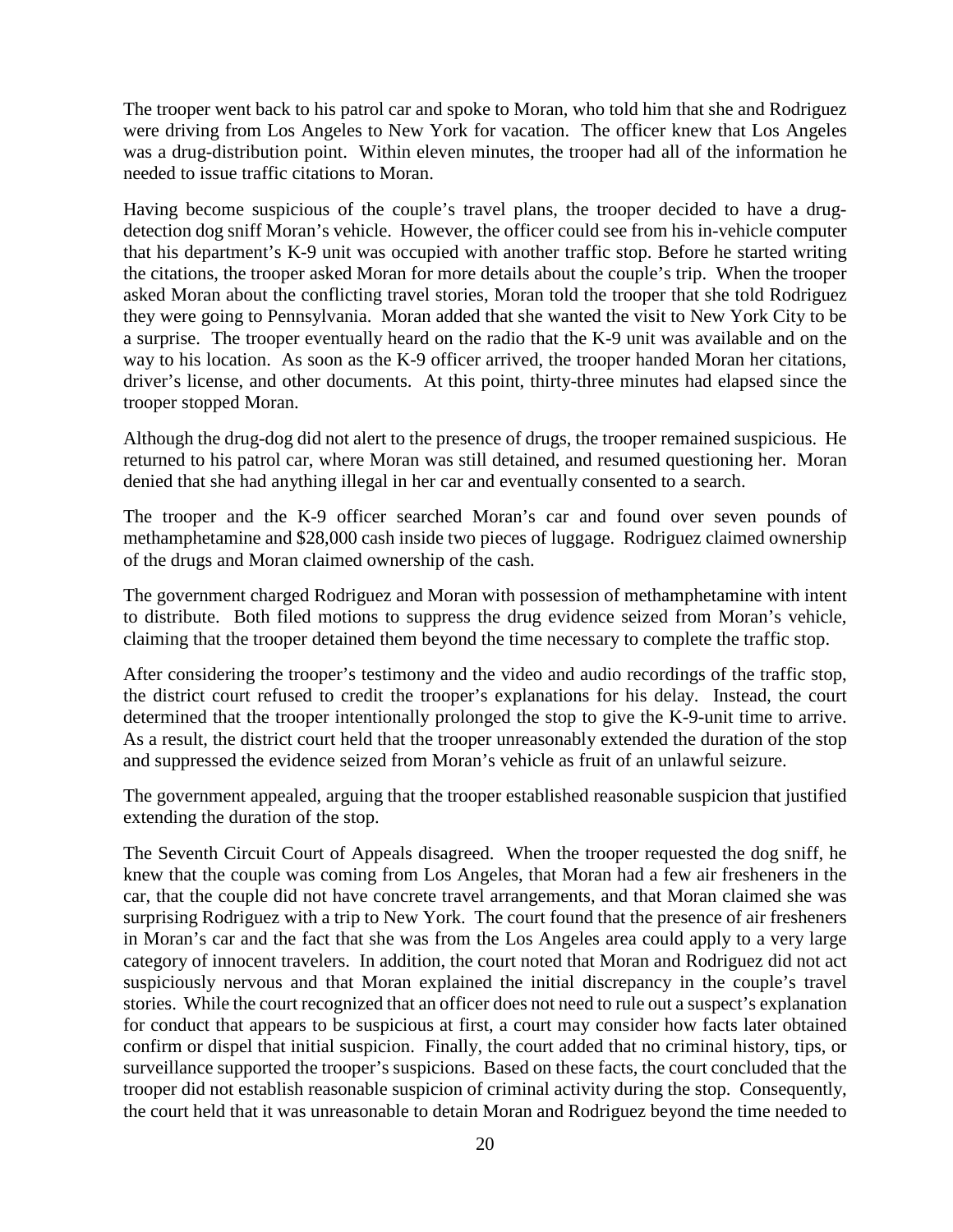The trooper went back to his patrol car and spoke to Moran, who told him that she and Rodriguez were driving from Los Angeles to New York for vacation. The officer knew that Los Angeles was a drug-distribution point. Within eleven minutes, the trooper had all of the information he needed to issue traffic citations to Moran.

Having become suspicious of the couple's travel plans, the trooper decided to have a drug-detection dog sniff Moran's vehicle. However, the officer could see from his in-vehicle computer that his department's K-9 unit was occupied with another traffic stop. Before he started writing the citations, the trooper asked Moran for more details about the couple's trip. When the trooper asked Moran about the conflicting travel stories, Moran told the trooper that she told Rodriguez they were going to Pennsylvania. Moran added that she wanted the visit to New York City to be a surprise. The trooper eventually heard on the radio that the K-9 unit was available and on the way to his location. As soon as the K-9 officer arrived, the trooper handed Moran her citations, driver's license, and other documents. At this point, thirty-three minutes had elapsed since the trooper stopped Moran.

Although the drug-dog did not alert to the presence of drugs, the trooper remained suspicious. He returned to his patrol car, where Moran was still detained, and resumed questioning her. Moran denied that she had anything illegal in her car and eventually consented to a search.

The trooper and the K-9 officer searched Moran's car and found over seven pounds of methamphetamine and $28,000 cash inside two pieces of luggage. Rodriguez claimed ownership of the drugs and Moran claimed ownership of the cash.

The government charged Rodriguez and Moran with possession of methamphetamine with intent to distribute. Both filed motions to suppress the drug evidence seized from Moran's vehicle, claiming that the trooper detained them beyond the time necessary to complete the traffic stop.

After considering the trooper's testimony and the video and audio recordings of the traffic stop, the district court refused to credit the trooper's explanations for his delay. Instead, the court determined that the trooper intentionally prolonged the stop to give the K-9-unit time to arrive. As a result, the district court held that the trooper unreasonably extended the duration of the stop and suppressed the evidence seized from Moran's vehicle as fruit of an unlawful seizure.

The government appealed, arguing that the trooper established reasonable suspicion that justified extending the duration of the stop.

The Seventh Circuit Court of Appeals disagreed. When the trooper requested the dog sniff, he knew that the couple was coming from Los Angeles, that Moran had a few air fresheners in the car, that the couple did not have concrete travel arrangements, and that Moran claimed she was surprising Rodriguez with a trip to New York. The court found that the presence of air fresheners in Moran's car and the fact that she was from the Los Angeles area could apply to a very large category of innocent travelers. In addition, the court noted that Moran and Rodriguez did not act suspiciously nervous and that Moran explained the initial discrepancy in the couple's travel stories. While the court recognized that an officer does not need to rule out a suspect's explanation for conduct that appears to be suspicious at first, a court may consider how facts later obtained confirm or dispel that initial suspicion. Finally, the court added that no criminal history, tips, or surveillance supported the trooper's suspicions. Based on these facts, the court concluded that the trooper did not establish reasonable suspicion of criminal activity during the stop. Consequently, the court held that it was unreasonable to detain Moran and Rodriguez beyond the time needed to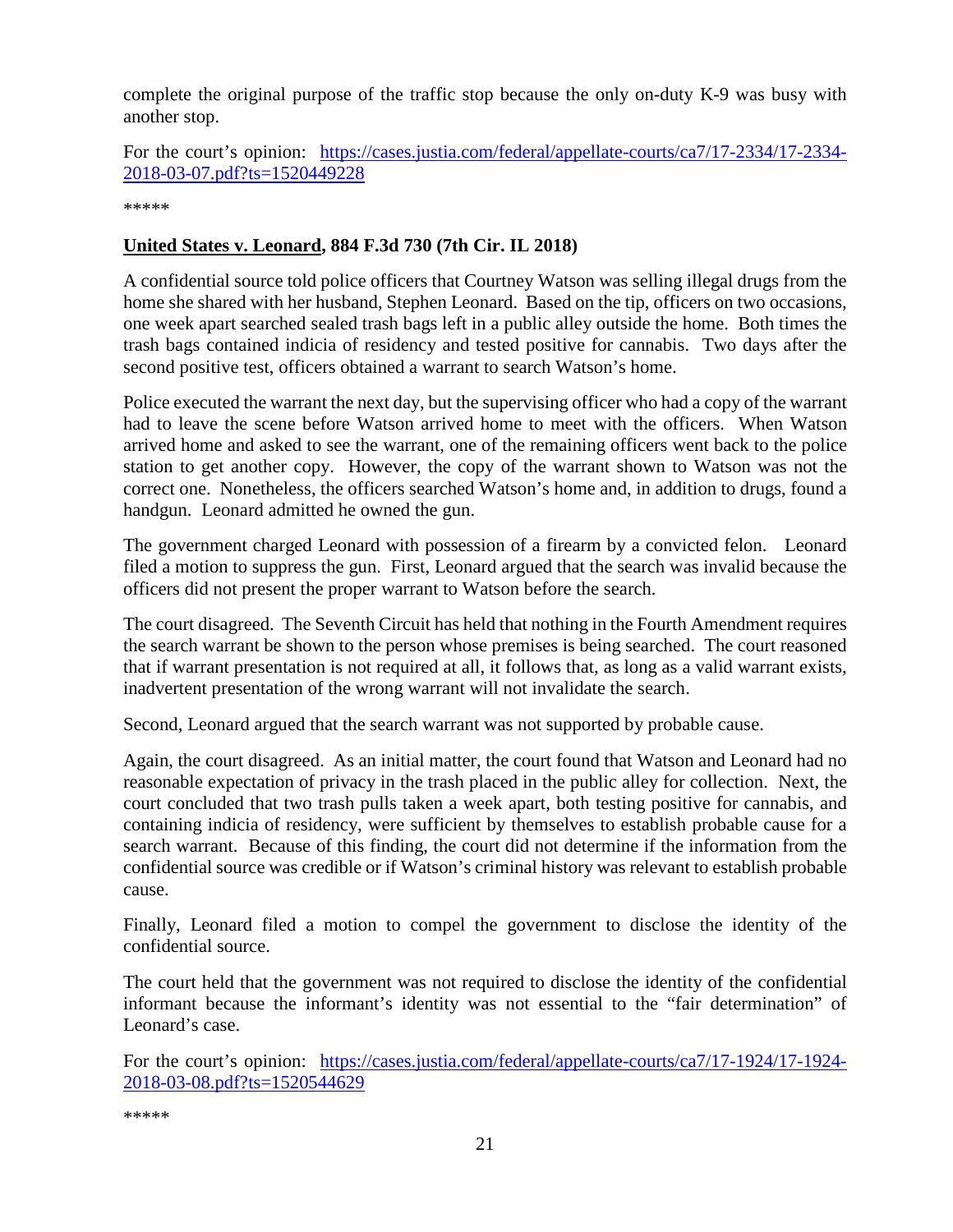complete the original purpose of the traffic stop because the only on-duty K-9 was busy with another stop.

For the court's opinion: [https://cases.justia.com/federal/appellate-courts/ca7/17-2334/17-2334-2018-03-07.pdf?ts=1520449228](https://cases.justia.com/federal/appellate-courts/ca7/17-2334/17-2334-2018-03-07.pdf?ts=1520449228)

*****

**<u>United States v. Leonard</u>, 884 F.3d 730 (7th Cir. IL 2018)**

A confidential source told police officers that Courtney Watson was selling illegal drugs from the home she shared with her husband, Stephen Leonard. Based on the tip, officers on two occasions, one week apart searched sealed trash bags left in a public alley outside the home. Both times the trash bags contained indicia of residency and tested positive for cannabis. Two days after the second positive test, officers obtained a warrant to search Watson's home.

Police executed the warrant the next day, but the supervising officer who had a copy of the warrant had to leave the scene before Watson arrived home to meet with the officers. When Watson arrived home and asked to see the warrant, one of the remaining officers went back to the police station to get another copy. However, the copy of the warrant shown to Watson was not the correct one. Nonetheless, the officers searched Watson's home and, in addition to drugs, found a handgun. Leonard admitted he owned the gun.

The government charged Leonard with possession of a firearm by a convicted felon. Leonard filed a motion to suppress the gun. First, Leonard argued that the search was invalid because the officers did not present the proper warrant to Watson before the search.

The court disagreed. The Seventh Circuit has held that nothing in the Fourth Amendment requires the search warrant be shown to the person whose premises is being searched. The court reasoned that if warrant presentation is not required at all, it follows that, as long as a valid warrant exists, inadvertent presentation of the wrong warrant will not invalidate the search.

Second, Leonard argued that the search warrant was not supported by probable cause.

Again, the court disagreed. As an initial matter, the court found that Watson and Leonard had no reasonable expectation of privacy in the trash placed in the public alley for collection. Next, the court concluded that two trash pulls taken a week apart, both testing positive for cannabis, and containing indicia of residency, were sufficient by themselves to establish probable cause for a search warrant. Because of this finding, the court did not determine if the information from the confidential source was credible or if Watson's criminal history was relevant to establish probable cause.

Finally, Leonard filed a motion to compel the government to disclose the identity of the confidential source.

The court held that the government was not required to disclose the identity of the confidential informant because the informant's identity was not essential to the "fair determination" of Leonard's case.

For the court's opinion: [https://cases.justia.com/federal/appellate-courts/ca7/17-1924/17-1924-2018-03-08.pdf?ts=1520544629](https://cases.justia.com/federal/appellate-courts/ca7/17-1924/17-1924-2018-03-08.pdf?ts=1520544629)

*****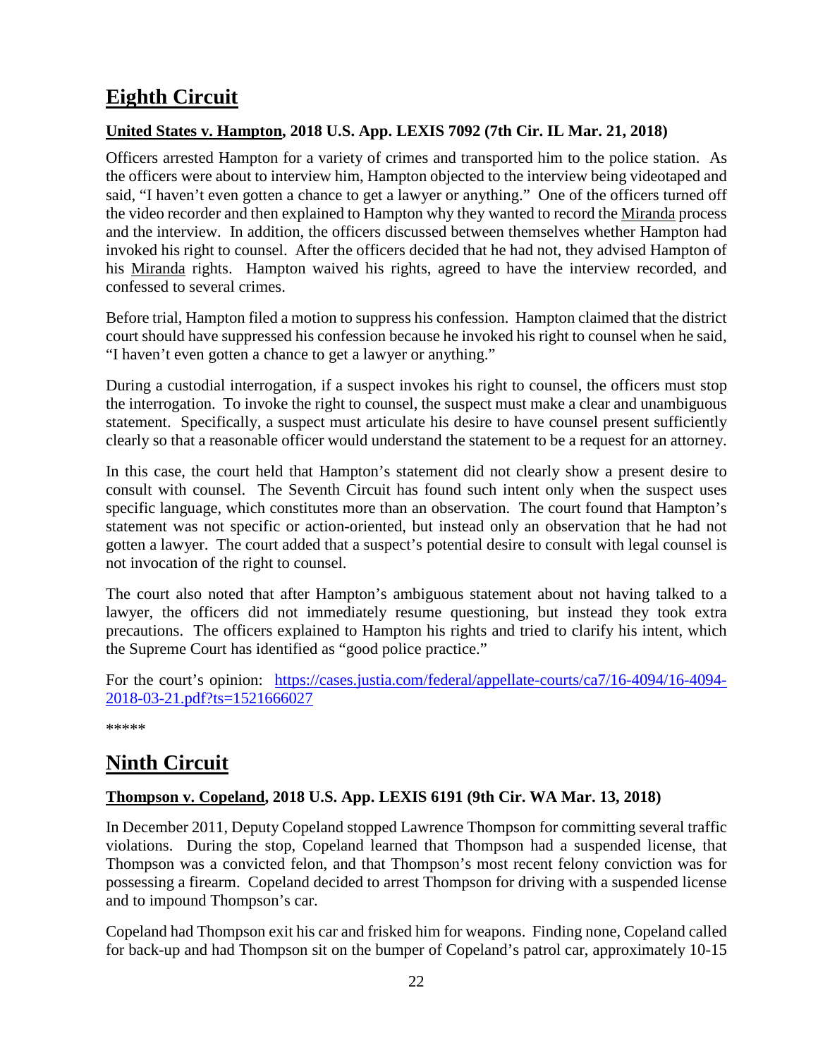# Eighth Circuit

**United States v. Hampton, 2018 U.S. App. LEXIS 7092 (7th Cir. IL Mar. 21, 2018)**

Officers arrested Hampton for a variety of crimes and transported him to the police station. As the officers were about to interview him, Hampton objected to the interview being videotaped and said, "I haven't even gotten a chance to get a lawyer or anything." One of the officers turned off the video recorder and then explained to Hampton why they wanted to record the Miranda process and the interview. In addition, the officers discussed between themselves whether Hampton had invoked his right to counsel. After the officers decided that he had not, they advised Hampton of his Miranda rights. Hampton waived his rights, agreed to have the interview recorded, and confessed to several crimes.

Before trial, Hampton filed a motion to suppress his confession. Hampton claimed that the district court should have suppressed his confession because he invoked his right to counsel when he said, "I haven't even gotten a chance to get a lawyer or anything."

During a custodial interrogation, if a suspect invokes his right to counsel, the officers must stop the interrogation. To invoke the right to counsel, the suspect must make a clear and unambiguous statement. Specifically, a suspect must articulate his desire to have counsel present sufficiently clearly so that a reasonable officer would understand the statement to be a request for an attorney.

In this case, the court held that Hampton's statement did not clearly show a present desire to consult with counsel. The Seventh Circuit has found such intent only when the suspect uses specific language, which constitutes more than an observation. The court found that Hampton's statement was not specific or action-oriented, but instead only an observation that he had not gotten a lawyer. The court added that a suspect's potential desire to consult with legal counsel is not invocation of the right to counsel.

The court also noted that after Hampton's ambiguous statement about not having talked to a lawyer, the officers did not immediately resume questioning, but instead they took extra precautions. The officers explained to Hampton his rights and tried to clarify his intent, which the Supreme Court has identified as "good police practice."

For the court's opinion: https://cases.justia.com/federal/appellate-courts/ca7/16-4094/16-4094-2018-03-21.pdf?ts=1521666027

*****

# Ninth Circuit

**Thompson v. Copeland, 2018 U.S. App. LEXIS 6191 (9th Cir. WA Mar. 13, 2018)**

In December 2011, Deputy Copeland stopped Lawrence Thompson for committing several traffic violations. During the stop, Copeland learned that Thompson had a suspended license, that Thompson was a convicted felon, and that Thompson's most recent felony conviction was for possessing a firearm. Copeland decided to arrest Thompson for driving with a suspended license and to impound Thompson's car.

Copeland had Thompson exit his car and frisked him for weapons. Finding none, Copeland called for back-up and had Thompson sit on the bumper of Copeland's patrol car, approximately 10-15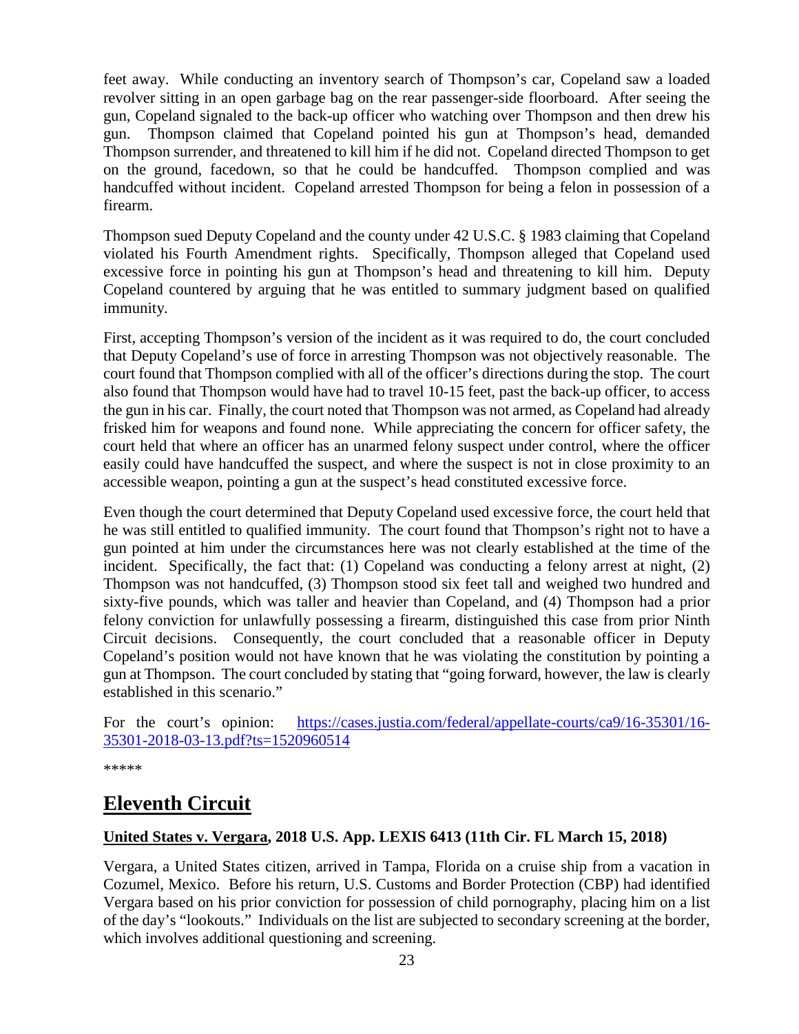feet away. While conducting an inventory search of Thompson's car, Copeland saw a loaded revolver sitting in an open garbage bag on the rear passenger-side floorboard. After seeing the gun, Copeland signaled to the back-up officer who watching over Thompson and then drew his gun. Thompson claimed that Copeland pointed his gun at Thompson's head, demanded Thompson surrender, and threatened to kill him if he did not. Copeland directed Thompson to get on the ground, facedown, so that he could be handcuffed. Thompson complied and was handcuffed without incident. Copeland arrested Thompson for being a felon in possession of a firearm.

Thompson sued Deputy Copeland and the county under 42 U.S.C. § 1983 claiming that Copeland violated his Fourth Amendment rights. Specifically, Thompson alleged that Copeland used excessive force in pointing his gun at Thompson's head and threatening to kill him. Deputy Copeland countered by arguing that he was entitled to summary judgment based on qualified immunity.

First, accepting Thompson's version of the incident as it was required to do, the court concluded that Deputy Copeland's use of force in arresting Thompson was not objectively reasonable. The court found that Thompson complied with all of the officer's directions during the stop. The court also found that Thompson would have had to travel 10-15 feet, past the back-up officer, to access the gun in his car. Finally, the court noted that Thompson was not armed, as Copeland had already frisked him for weapons and found none. While appreciating the concern for officer safety, the court held that where an officer has an unarmed felony suspect under control, where the officer easily could have handcuffed the suspect, and where the suspect is not in close proximity to an accessible weapon, pointing a gun at the suspect's head constituted excessive force.

Even though the court determined that Deputy Copeland used excessive force, the court held that he was still entitled to qualified immunity. The court found that Thompson's right not to have a gun pointed at him under the circumstances here was not clearly established at the time of the incident. Specifically, the fact that: (1) Copeland was conducting a felony arrest at night, (2) Thompson was not handcuffed, (3) Thompson stood six feet tall and weighed two hundred and sixty-five pounds, which was taller and heavier than Copeland, and (4) Thompson had a prior felony conviction for unlawfully possessing a firearm, distinguished this case from prior Ninth Circuit decisions. Consequently, the court concluded that a reasonable officer in Deputy Copeland's position would not have known that he was violating the constitution by pointing a gun at Thompson. The court concluded by stating that "going forward, however, the law is clearly established in this scenario."

For the court's opinion: [https://cases.justia.com/federal/appellate-courts/ca9/16-35301/16-35301-2018-03-13.pdf?ts=1520960514](https://cases.justia.com/federal/appellate-courts/ca9/16-35301/16-35301-2018-03-13.pdf?ts=1520960514)

*****

## Eleventh Circuit

**United States v. Vergara, 2018 U.S. App. LEXIS 6413 (11th Cir. FL March 15, 2018)**

Vergara, a United States citizen, arrived in Tampa, Florida on a cruise ship from a vacation in Cozumel, Mexico. Before his return, U.S. Customs and Border Protection (CBP) had identified Vergara based on his prior conviction for possession of child pornography, placing him on a list of the day's "lookouts." Individuals on the list are subjected to secondary screening at the border, which involves additional questioning and screening.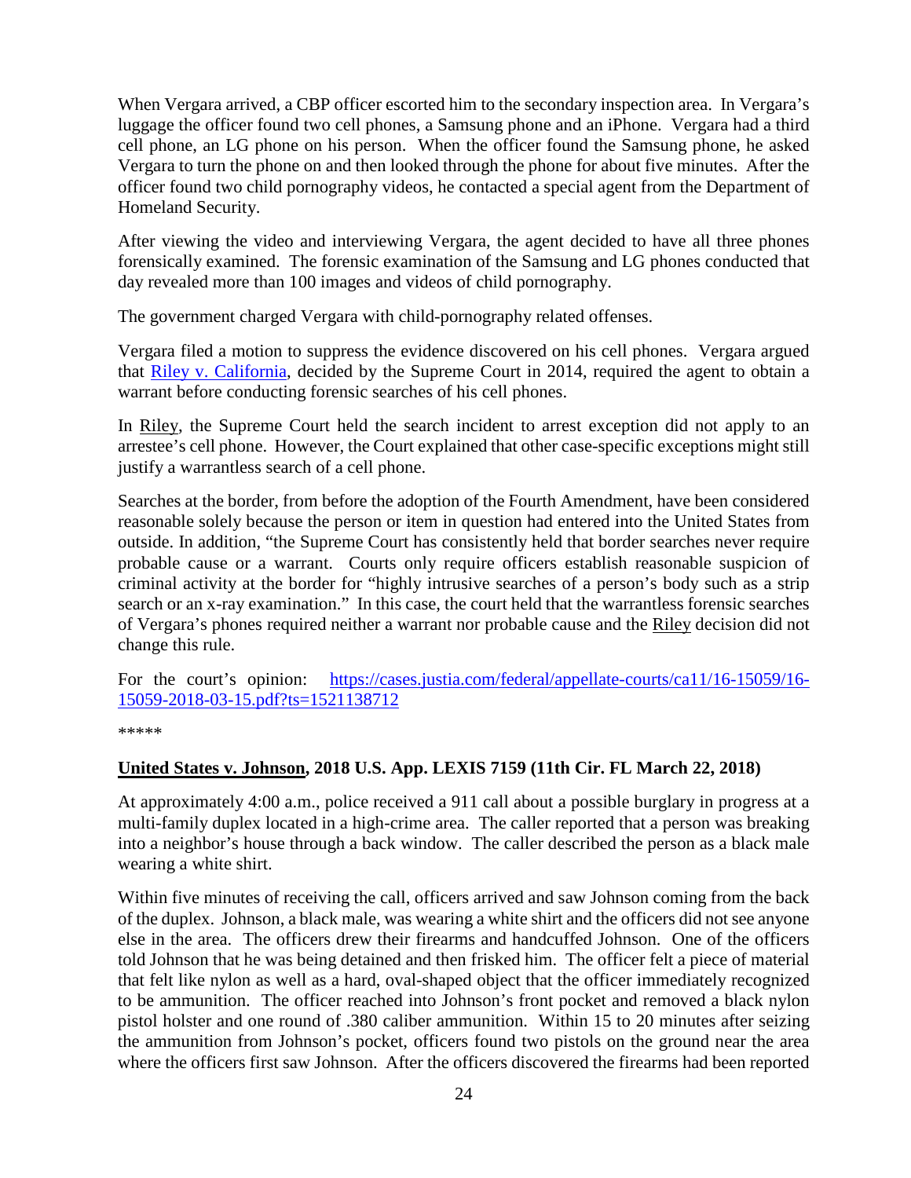When Vergara arrived, a CBP officer escorted him to the secondary inspection area. In Vergara's luggage the officer found two cell phones, a Samsung phone and an iPhone. Vergara had a third cell phone, an LG phone on his person. When the officer found the Samsung phone, he asked Vergara to turn the phone on and then looked through the phone for about five minutes. After the officer found two child pornography videos, he contacted a special agent from the Department of Homeland Security.

After viewing the video and interviewing Vergara, the agent decided to have all three phones forensically examined. The forensic examination of the Samsung and LG phones conducted that day revealed more than 100 images and videos of child pornography.

The government charged Vergara with child-pornography related offenses.

Vergara filed a motion to suppress the evidence discovered on his cell phones. Vergara argued that [Riley v. California](), decided by the Supreme Court in 2014, required the agent to obtain a warrant before conducting forensic searches of his cell phones.

In Riley, the Supreme Court held the search incident to arrest exception did not apply to an arrestee's cell phone. However, the Court explained that other case-specific exceptions might still justify a warrantless search of a cell phone.

Searches at the border, from before the adoption of the Fourth Amendment, have been considered reasonable solely because the person or item in question had entered into the United States from outside. In addition, "the Supreme Court has consistently held that border searches never require probable cause or a warrant. Courts only require officers establish reasonable suspicion of criminal activity at the border for "highly intrusive searches of a person's body such as a strip search or an x-ray examination." In this case, the court held that the warrantless forensic searches of Vergara's phones required neither a warrant nor probable cause and the Riley decision did not change this rule.

For the court's opinion: [https://cases.justia.com/federal/appellate-courts/ca11/16-15059/16-15059-2018-03-15.pdf?ts=1521138712](https://cases.justia.com/federal/appellate-courts/ca11/16-15059/16-15059-2018-03-15.pdf?ts=1521138712)

*****

## **United States v. Johnson, 2018 U.S. App. LEXIS 7159 (11th Cir. FL March 22, 2018)**

At approximately 4:00 a.m., police received a 911 call about a possible burglary in progress at a multi-family duplex located in a high-crime area. The caller reported that a person was breaking into a neighbor's house through a back window. The caller described the person as a black male wearing a white shirt.

Within five minutes of receiving the call, officers arrived and saw Johnson coming from the back of the duplex. Johnson, a black male, was wearing a white shirt and the officers did not see anyone else in the area. The officers drew their firearms and handcuffed Johnson. One of the officers told Johnson that he was being detained and then frisked him. The officer felt a piece of material that felt like nylon as well as a hard, oval-shaped object that the officer immediately recognized to be ammunition. The officer reached into Johnson's front pocket and removed a black nylon pistol holster and one round of .380 caliber ammunition. Within 15 to 20 minutes after seizing the ammunition from Johnson's pocket, officers found two pistols on the ground near the area where the officers first saw Johnson. After the officers discovered the firearms had been reported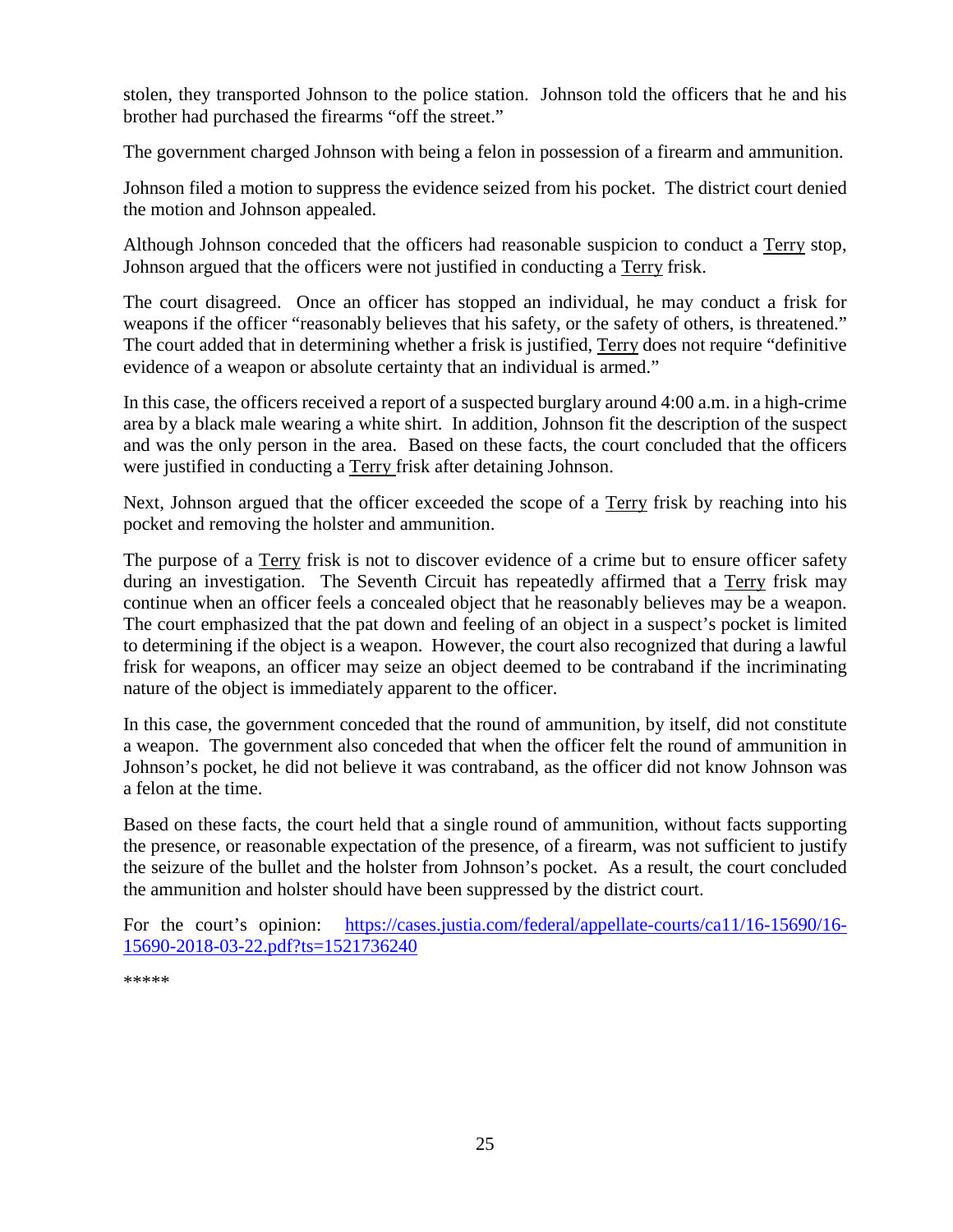stolen, they transported Johnson to the police station. Johnson told the officers that he and his brother had purchased the firearms "off the street."

The government charged Johnson with being a felon in possession of a firearm and ammunition.

Johnson filed a motion to suppress the evidence seized from his pocket. The district court denied the motion and Johnson appealed.

Although Johnson conceded that the officers had reasonable suspicion to conduct a Terry stop, Johnson argued that the officers were not justified in conducting a Terry frisk.

The court disagreed. Once an officer has stopped an individual, he may conduct a frisk for weapons if the officer "reasonably believes that his safety, or the safety of others, is threatened." The court added that in determining whether a frisk is justified, Terry does not require "definitive evidence of a weapon or absolute certainty that an individual is armed."

In this case, the officers received a report of a suspected burglary around 4:00 a.m. in a high-crime area by a black male wearing a white shirt. In addition, Johnson fit the description of the suspect and was the only person in the area. Based on these facts, the court concluded that the officers were justified in conducting a Terry frisk after detaining Johnson.

Next, Johnson argued that the officer exceeded the scope of a Terry frisk by reaching into his pocket and removing the holster and ammunition.

The purpose of a Terry frisk is not to discover evidence of a crime but to ensure officer safety during an investigation. The Seventh Circuit has repeatedly affirmed that a Terry frisk may continue when an officer feels a concealed object that he reasonably believes may be a weapon. The court emphasized that the pat down and feeling of an object in a suspect's pocket is limited to determining if the object is a weapon. However, the court also recognized that during a lawful frisk for weapons, an officer may seize an object deemed to be contraband if the incriminating nature of the object is immediately apparent to the officer.

In this case, the government conceded that the round of ammunition, by itself, did not constitute a weapon. The government also conceded that when the officer felt the round of ammunition in Johnson's pocket, he did not believe it was contraband, as the officer did not know Johnson was a felon at the time.

Based on these facts, the court held that a single round of ammunition, without facts supporting the presence, or reasonable expectation of the presence, of a firearm, was not sufficient to justify the seizure of the bullet and the holster from Johnson's pocket. As a result, the court concluded the ammunition and holster should have been suppressed by the district court.

For the court's opinion: https://cases.justia.com/federal/appellate-courts/ca11/16-15690/16-15690-2018-03-22.pdf?ts=1521736240

*****